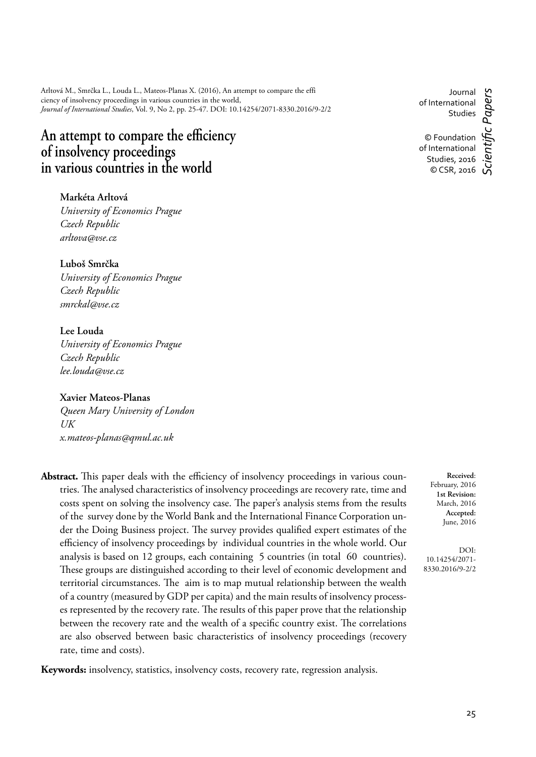Arltová M., Smrčka L., Louda L., Mateos-Planas X. (2016), An attempt to compare the efficiency of insolvency proceedings in various countries in the world, *Journal of International Studies*, Vol. 9, No 2, pp. 25-47. DOI: 10.14254/2071-8330.2016/9-2/2

Journal of International Studies

© Foundation of International Studies, 2016
© CSR, 2016

*Scientific Papers*

# An attempt to compare the efficiency of insolvency proceedings in various countries in the world

**Markéta Arltová**
*University of Economics Prague*
*Czech Republic*
*arltova@vse.cz*

**Luboš Smrčka**
*University of Economics Prague*
*Czech Republic*
*smrckal@vse.cz*

**Lee Louda**
*University of Economics Prague*
*Czech Republic*
*lee.louda@vse.cz*

**Xavier Mateos-Planas**
*Queen Mary University of London*
*UK*
*x.mateos-planas@qmul.ac.uk*

**Received**: February, 2016
**1st Revision:** March, 2016
**Accepted:** June, 2016

DOI: 10.14254/2071-8330.2016/9-2/2

**Abstract.** This paper deals with the efficiency of insolvency proceedings in various countries. The analysed characteristics of insolvency proceedings are recovery rate, time and costs spent on solving the insolvency case. The paper's analysis stems from the results of the survey done by the World Bank and the International Finance Corporation under the Doing Business project. The survey provides qualified expert estimates of the efficiency of insolvency proceedings by individual countries in the whole world. Our analysis is based on 12 groups, each containing 5 countries (in total 60 countries). These groups are distinguished according to their level of economic development and territorial circumstances. The aim is to map mutual relationship between the wealth of a country (measured by GDP per capita) and the main results of insolvency processes represented by the recovery rate. The results of this paper prove that the relationship between the recovery rate and the wealth of a specific country exist. The correlations are also observed between basic characteristics of insolvency proceedings (recovery rate, time and costs).

**Keywords:** insolvency, statistics, insolvency costs, recovery rate, regression analysis.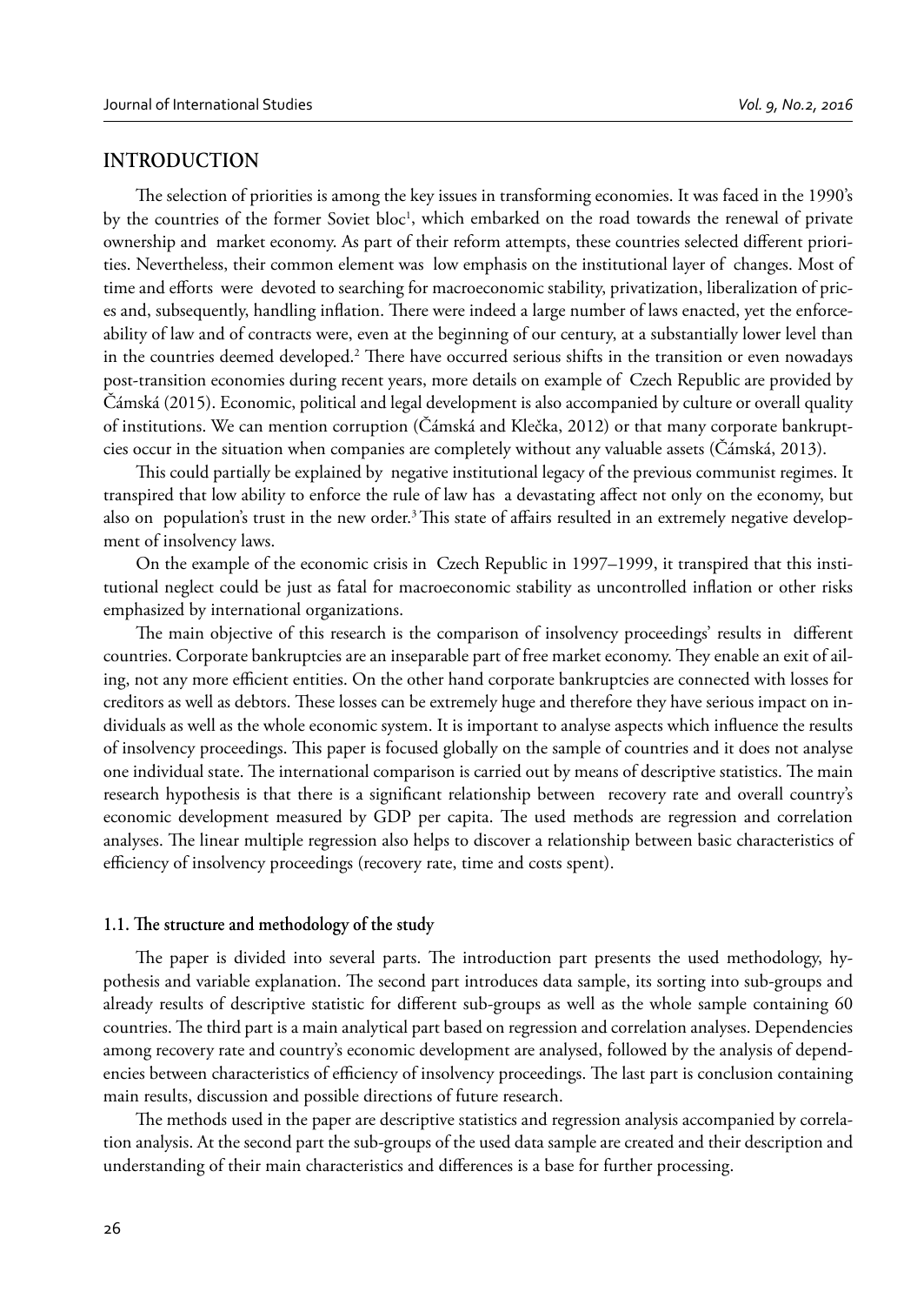## INTRODUCTION

The selection of priorities is among the key issues in transforming economies. It was faced in the 1990's by the countries of the former Soviet bloc[1], which embarked on the road towards the renewal of private ownership and market economy. As part of their reform attempts, these countries selected different priorities. Nevertheless, their common element was low emphasis on the institutional layer of changes. Most of time and efforts were devoted to searching for macroeconomic stability, privatization, liberalization of prices and, subsequently, handling inflation. There were indeed a large number of laws enacted, yet the enforceability of law and of contracts were, even at the beginning of our century, at a substantially lower level than in the countries deemed developed.[2] There have occurred serious shifts in the transition or even nowadays post-transition economies during recent years, more details on example of Czech Republic are provided by Čámská (2015). Economic, political and legal development is also accompanied by culture or overall quality of institutions. We can mention corruption (Čámská and Klečka, 2012) or that many corporate bankruptcies occur in the situation when companies are completely without any valuable assets (Čámská, 2013).

This could partially be explained by negative institutional legacy of the previous communist regimes. It transpired that low ability to enforce the rule of law has a devastating affect not only on the economy, but also on population's trust in the new order.[3] This state of affairs resulted in an extremely negative development of insolvency laws.

On the example of the economic crisis in Czech Republic in 1997–1999, it transpired that this institutional neglect could be just as fatal for macroeconomic stability as uncontrolled inflation or other risks emphasized by international organizations.

The main objective of this research is the comparison of insolvency proceedings' results in different countries. Corporate bankruptcies are an inseparable part of free market economy. They enable an exit of ailing, not any more efficient entities. On the other hand corporate bankruptcies are connected with losses for creditors as well as debtors. These losses can be extremely huge and therefore they have serious impact on individuals as well as the whole economic system. It is important to analyse aspects which influence the results of insolvency proceedings. This paper is focused globally on the sample of countries and it does not analyse one individual state. The international comparison is carried out by means of descriptive statistics. The main research hypothesis is that there is a significant relationship between recovery rate and overall country's economic development measured by GDP per capita. The used methods are regression and correlation analyses. The linear multiple regression also helps to discover a relationship between basic characteristics of efficiency of insolvency proceedings (recovery rate, time and costs spent).

### 1.1. The structure and methodology of the study

The paper is divided into several parts. The introduction part presents the used methodology, hypothesis and variable explanation. The second part introduces data sample, its sorting into sub-groups and already results of descriptive statistic for different sub-groups as well as the whole sample containing 60 countries. The third part is a main analytical part based on regression and correlation analyses. Dependencies among recovery rate and country's economic development are analysed, followed by the analysis of dependencies between characteristics of efficiency of insolvency proceedings. The last part is conclusion containing main results, discussion and possible directions of future research.

The methods used in the paper are descriptive statistics and regression analysis accompanied by correlation analysis. At the second part the sub-groups of the used data sample are created and their description and understanding of their main characteristics and differences is a base for further processing.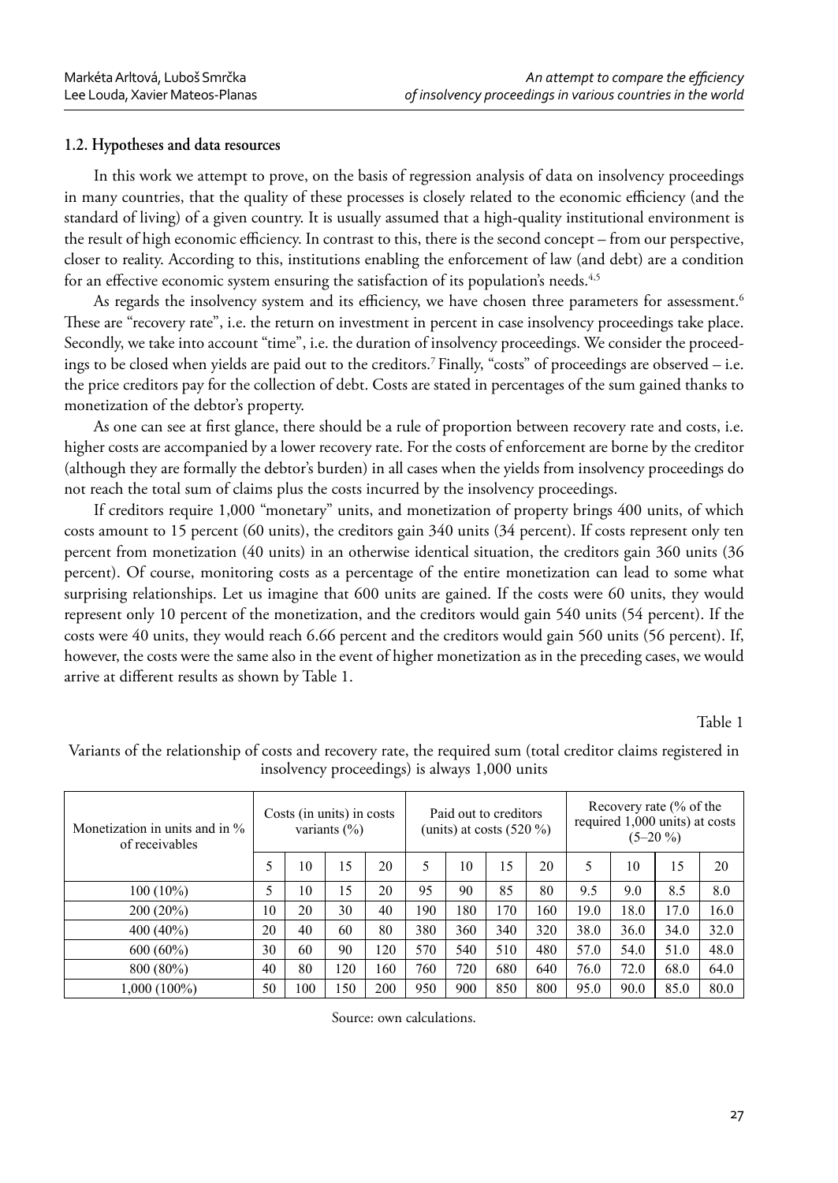### 1.2. Hypotheses and data resources

In this work we attempt to prove, on the basis of regression analysis of data on insolvency proceedings in many countries, that the quality of these processes is closely related to the economic efficiency (and the standard of living) of a given country. It is usually assumed that a high-quality institutional environment is the result of high economic efficiency. In contrast to this, there is the second concept – from our perspective, closer to reality. According to this, institutions enabling the enforcement of law (and debt) are a condition for an effective economic system ensuring the satisfaction of its population's needs.[4,5]

As regards the insolvency system and its efficiency, we have chosen three parameters for assessment.[6] These are "recovery rate", i.e. the return on investment in percent in case insolvency proceedings take place. Secondly, we take into account "time", i.e. the duration of insolvency proceedings. We consider the proceedings to be closed when yields are paid out to the creditors.[7] Finally, "costs" of proceedings are observed – i.e. the price creditors pay for the collection of debt. Costs are stated in percentages of the sum gained thanks to monetization of the debtor's property.

As one can see at first glance, there should be a rule of proportion between recovery rate and costs, i.e. higher costs are accompanied by a lower recovery rate. For the costs of enforcement are borne by the creditor (although they are formally the debtor's burden) in all cases when the yields from insolvency proceedings do not reach the total sum of claims plus the costs incurred by the insolvency proceedings.

If creditors require 1,000 "monetary" units, and monetization of property brings 400 units, of which costs amount to 15 percent (60 units), the creditors gain 340 units (34 percent). If costs represent only ten percent from monetization (40 units) in an otherwise identical situation, the creditors gain 360 units (36 percent). Of course, monitoring costs as a percentage of the entire monetization can lead to some what surprising relationships. Let us imagine that 600 units are gained. If the costs were 60 units, they would represent only 10 percent of the monetization, and the creditors would gain 540 units (54 percent). If the costs were 40 units, they would reach 6.66 percent and the creditors would gain 560 units (56 percent). If, however, the costs were the same also in the event of higher monetization as in the preceding cases, we would arrive at different results as shown by Table 1.

Table 1

Variants of the relationship of costs and recovery rate, the required sum (total creditor claims registered in insolvency proceedings) is always 1,000 units

| Monetization in units and in % of receivables | Costs (in units) in costs variants (%) | | | | Paid out to creditors (units) at costs (520 %) | | | | Recovery rate (% of the required 1,000 units) at costs (5–20 %) | | | |
|---|---|---|---|---|---|---|---|---|---|---|---|---|
| | 5 | 10 | 15 | 20 | 5 | 10 | 15 | 20 | 5 | 10 | 15 | 20 |
| 100 (10%) | 5 | 10 | 15 | 20 | 95 | 90 | 85 | 80 | 9.5 | 9.0 | 8.5 | 8.0 |
| 200 (20%) | 10 | 20 | 30 | 40 | 190 | 180 | 170 | 160 | 19.0 | 18.0 | 17.0 | 16.0 |
| 400 (40%) | 20 | 40 | 60 | 80 | 380 | 360 | 340 | 320 | 38.0 | 36.0 | 34.0 | 32.0 |
| 600 (60%) | 30 | 60 | 90 | 120 | 570 | 540 | 510 | 480 | 57.0 | 54.0 | 51.0 | 48.0 |
| 800 (80%) | 40 | 80 | 120 | 160 | 760 | 720 | 680 | 640 | 76.0 | 72.0 | 68.0 | 64.0 |
| 1,000 (100%) | 50 | 100 | 150 | 200 | 950 | 900 | 850 | 800 | 95.0 | 90.0 | 85.0 | 80.0 |

Source: own calculations.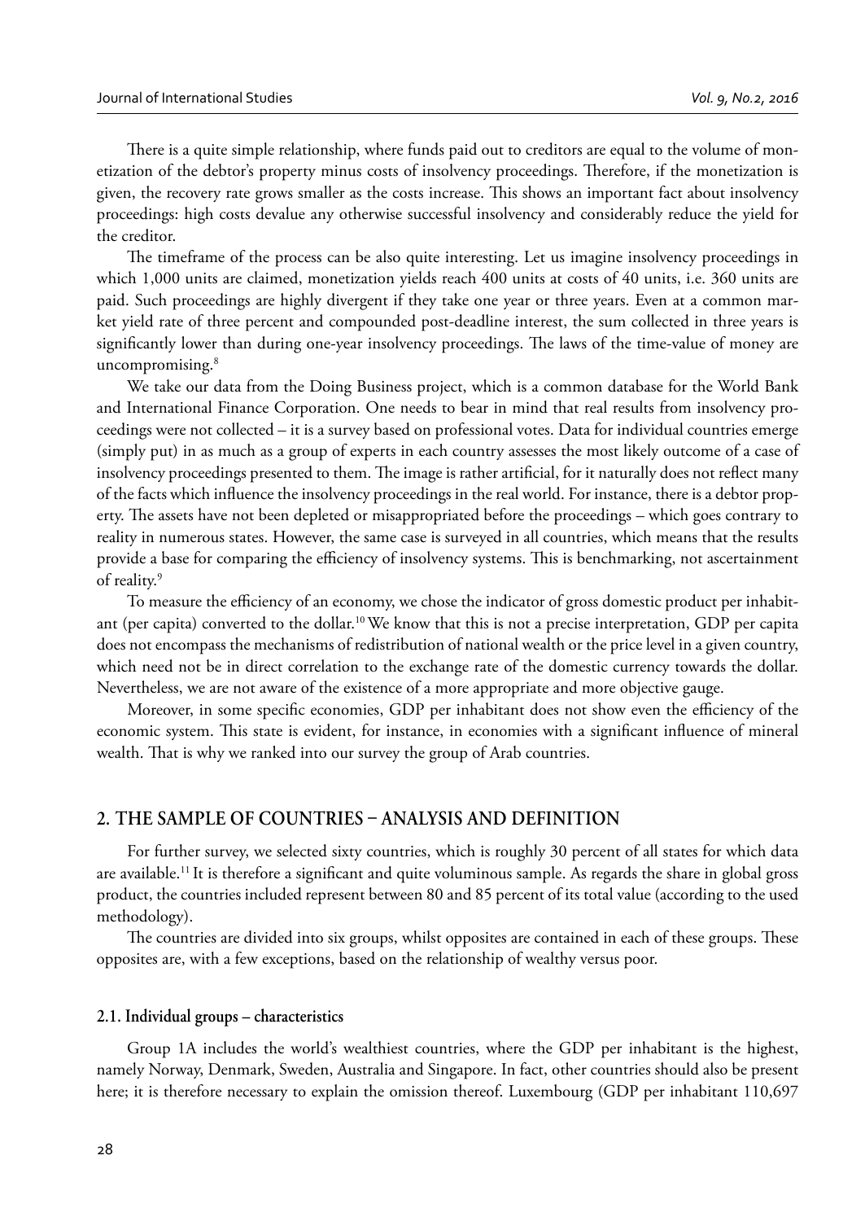There is a quite simple relationship, where funds paid out to creditors are equal to the volume of monetization of the debtor's property minus costs of insolvency proceedings. Therefore, if the monetization is given, the recovery rate grows smaller as the costs increase. This shows an important fact about insolvency proceedings: high costs devalue any otherwise successful insolvency and considerably reduce the yield for the creditor.

The timeframe of the process can be also quite interesting. Let us imagine insolvency proceedings in which 1,000 units are claimed, monetization yields reach 400 units at costs of 40 units, i.e. 360 units are paid. Such proceedings are highly divergent if they take one year or three years. Even at a common market yield rate of three percent and compounded post-deadline interest, the sum collected in three years is significantly lower than during one-year insolvency proceedings. The laws of the time-value of money are uncompromising.[8]

We take our data from the Doing Business project, which is a common database for the World Bank and International Finance Corporation. One needs to bear in mind that real results from insolvency proceedings were not collected – it is a survey based on professional votes. Data for individual countries emerge (simply put) in as much as a group of experts in each country assesses the most likely outcome of a case of insolvency proceedings presented to them. The image is rather artificial, for it naturally does not reflect many of the facts which influence the insolvency proceedings in the real world. For instance, there is a debtor property. The assets have not been depleted or misappropriated before the proceedings – which goes contrary to reality in numerous states. However, the same case is surveyed in all countries, which means that the results provide a base for comparing the efficiency of insolvency systems. This is benchmarking, not ascertainment of reality.[9]

To measure the efficiency of an economy, we chose the indicator of gross domestic product per inhabitant (per capita) converted to the dollar.[10] We know that this is not a precise interpretation, GDP per capita does not encompass the mechanisms of redistribution of national wealth or the price level in a given country, which need not be in direct correlation to the exchange rate of the domestic currency towards the dollar. Nevertheless, we are not aware of the existence of a more appropriate and more objective gauge.

Moreover, in some specific economies, GDP per inhabitant does not show even the efficiency of the economic system. This state is evident, for instance, in economies with a significant influence of mineral wealth. That is why we ranked into our survey the group of Arab countries.

## 2. THE SAMPLE OF COUNTRIES – ANALYSIS AND DEFINITION

For further survey, we selected sixty countries, which is roughly 30 percent of all states for which data are available.[11] It is therefore a significant and quite voluminous sample. As regards the share in global gross product, the countries included represent between 80 and 85 percent of its total value (according to the used methodology).

The countries are divided into six groups, whilst opposites are contained in each of these groups. These opposites are, with a few exceptions, based on the relationship of wealthy versus poor.

### 2.1. Individual groups – characteristics

Group 1A includes the world's wealthiest countries, where the GDP per inhabitant is the highest, namely Norway, Denmark, Sweden, Australia and Singapore. In fact, other countries should also be present here; it is therefore necessary to explain the omission thereof. Luxembourg (GDP per inhabitant 110,697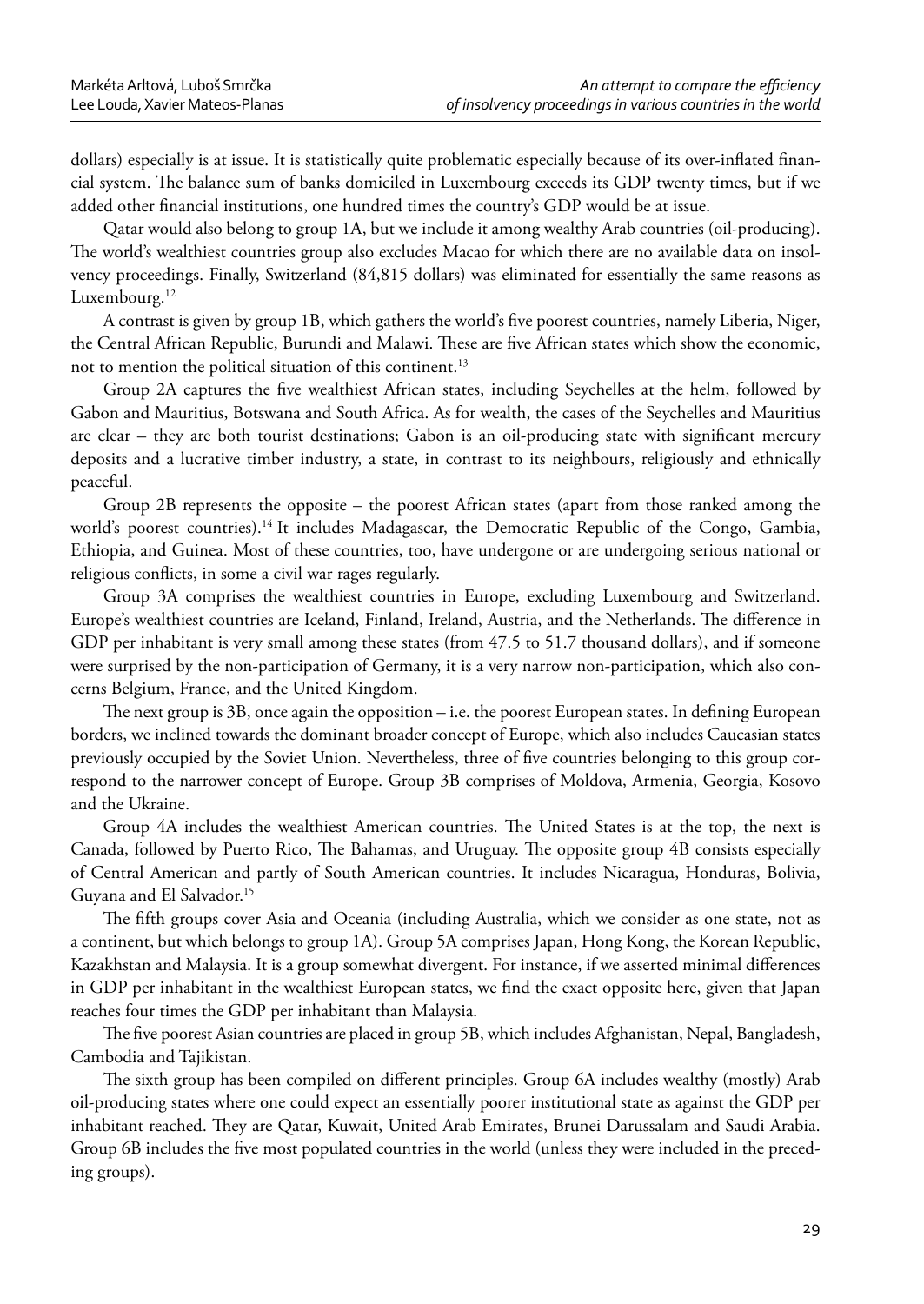dollars) especially is at issue. It is statistically quite problematic especially because of its over-inflated financial system. The balance sum of banks domiciled in Luxembourg exceeds its GDP twenty times, but if we added other financial institutions, one hundred times the country's GDP would be at issue.

Qatar would also belong to group 1A, but we include it among wealthy Arab countries (oil-producing). The world's wealthiest countries group also excludes Macao for which there are no available data on insolvency proceedings. Finally, Switzerland (84,815 dollars) was eliminated for essentially the same reasons as Luxembourg.[12]

A contrast is given by group 1B, which gathers the world's five poorest countries, namely Liberia, Niger, the Central African Republic, Burundi and Malawi. These are five African states which show the economic, not to mention the political situation of this continent.[13]

Group 2A captures the five wealthiest African states, including Seychelles at the helm, followed by Gabon and Mauritius, Botswana and South Africa. As for wealth, the cases of the Seychelles and Mauritius are clear – they are both tourist destinations; Gabon is an oil-producing state with significant mercury deposits and a lucrative timber industry, a state, in contrast to its neighbours, religiously and ethnically peaceful.

Group 2B represents the opposite – the poorest African states (apart from those ranked among the world's poorest countries).[14] It includes Madagascar, the Democratic Republic of the Congo, Gambia, Ethiopia, and Guinea. Most of these countries, too, have undergone or are undergoing serious national or religious conflicts, in some a civil war rages regularly.

Group 3A comprises the wealthiest countries in Europe, excluding Luxembourg and Switzerland. Europe's wealthiest countries are Iceland, Finland, Ireland, Austria, and the Netherlands. The difference in GDP per inhabitant is very small among these states (from 47.5 to 51.7 thousand dollars), and if someone were surprised by the non-participation of Germany, it is a very narrow non-participation, which also concerns Belgium, France, and the United Kingdom.

The next group is 3B, once again the opposition – i.e. the poorest European states. In defining European borders, we inclined towards the dominant broader concept of Europe, which also includes Caucasian states previously occupied by the Soviet Union. Nevertheless, three of five countries belonging to this group correspond to the narrower concept of Europe. Group 3B comprises of Moldova, Armenia, Georgia, Kosovo and the Ukraine.

Group 4A includes the wealthiest American countries. The United States is at the top, the next is Canada, followed by Puerto Rico, The Bahamas, and Uruguay. The opposite group 4B consists especially of Central American and partly of South American countries. It includes Nicaragua, Honduras, Bolivia, Guyana and El Salvador.[15]

The fifth groups cover Asia and Oceania (including Australia, which we consider as one state, not as a continent, but which belongs to group 1A). Group 5A comprises Japan, Hong Kong, the Korean Republic, Kazakhstan and Malaysia. It is a group somewhat divergent. For instance, if we asserted minimal differences in GDP per inhabitant in the wealthiest European states, we find the exact opposite here, given that Japan reaches four times the GDP per inhabitant than Malaysia.

The five poorest Asian countries are placed in group 5B, which includes Afghanistan, Nepal, Bangladesh, Cambodia and Tajikistan.

The sixth group has been compiled on different principles. Group 6A includes wealthy (mostly) Arab oil-producing states where one could expect an essentially poorer institutional state as against the GDP per inhabitant reached. They are Qatar, Kuwait, United Arab Emirates, Brunei Darussalam and Saudi Arabia. Group 6B includes the five most populated countries in the world (unless they were included in the preceding groups).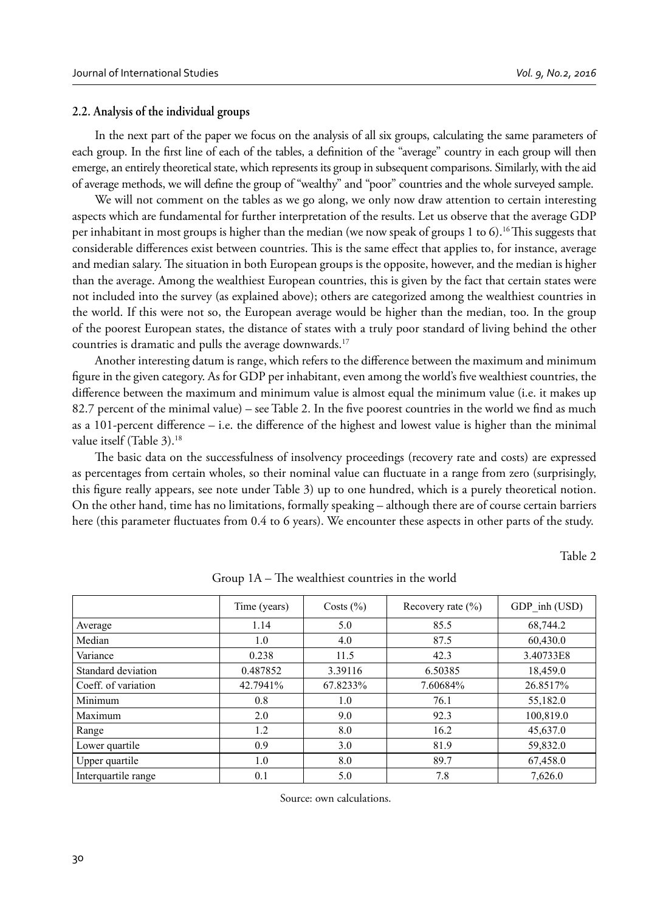### 2.2. Analysis of the individual groups

In the next part of the paper we focus on the analysis of all six groups, calculating the same parameters of each group. In the first line of each of the tables, a definition of the "average" country in each group will then emerge, an entirely theoretical state, which represents its group in subsequent comparisons. Similarly, with the aid of average methods, we will define the group of "wealthy" and "poor" countries and the whole surveyed sample.

We will not comment on the tables as we go along, we only now draw attention to certain interesting aspects which are fundamental for further interpretation of the results. Let us observe that the average GDP per inhabitant in most groups is higher than the median (we now speak of groups 1 to 6).[16] This suggests that considerable differences exist between countries. This is the same effect that applies to, for instance, average and median salary. The situation in both European groups is the opposite, however, and the median is higher than the average. Among the wealthiest European countries, this is given by the fact that certain states were not included into the survey (as explained above); others are categorized among the wealthiest countries in the world. If this were not so, the European average would be higher than the median, too. In the group of the poorest European states, the distance of states with a truly poor standard of living behind the other countries is dramatic and pulls the average downwards.[17]

Another interesting datum is range, which refers to the difference between the maximum and minimum figure in the given category. As for GDP per inhabitant, even among the world's five wealthiest countries, the difference between the maximum and minimum value is almost equal the minimum value (i.e. it makes up 82.7 percent of the minimal value) – see Table 2. In the five poorest countries in the world we find as much as a 101-percent difference – i.e. the difference of the highest and lowest value is higher than the minimal value itself (Table 3).[18]

The basic data on the successfulness of insolvency proceedings (recovery rate and costs) are expressed as percentages from certain wholes, so their nominal value can fluctuate in a range from zero (surprisingly, this figure really appears, see note under Table 3) up to one hundred, which is a purely theoretical notion. On the other hand, time has no limitations, formally speaking – although there are of course certain barriers here (this parameter fluctuates from 0.4 to 6 years). We encounter these aspects in other parts of the study.

Table 2

Group 1A – The wealthiest countries in the world

| | Time (years) | Costs (%) | Recovery rate (%) | GDP_inh (USD) |
|---|---|---|---|---|
| Average | 1.14 | 5.0 | 85.5 | 68,744.2 |
| Median | 1.0 | 4.0 | 87.5 | 60,430.0 |
| Variance | 0.238 | 11.5 | 42.3 | 3.40733E8 |
| Standard deviation | 0.487852 | 3.39116 | 6.50385 | 18,459.0 |
| Coeff. of variation | 42.7941% | 67.8233% | 7.60684% | 26.8517% |
| Minimum | 0.8 | 1.0 | 76.1 | 55,182.0 |
| Maximum | 2.0 | 9.0 | 92.3 | 100,819.0 |
| Range | 1.2 | 8.0 | 16.2 | 45,637.0 |
| Lower quartile | 0.9 | 3.0 | 81.9 | 59,832.0 |
| Upper quartile | 1.0 | 8.0 | 89.7 | 67,458.0 |
| Interquartile range | 0.1 | 5.0 | 7.8 | 7,626.0 |

Source: own calculations.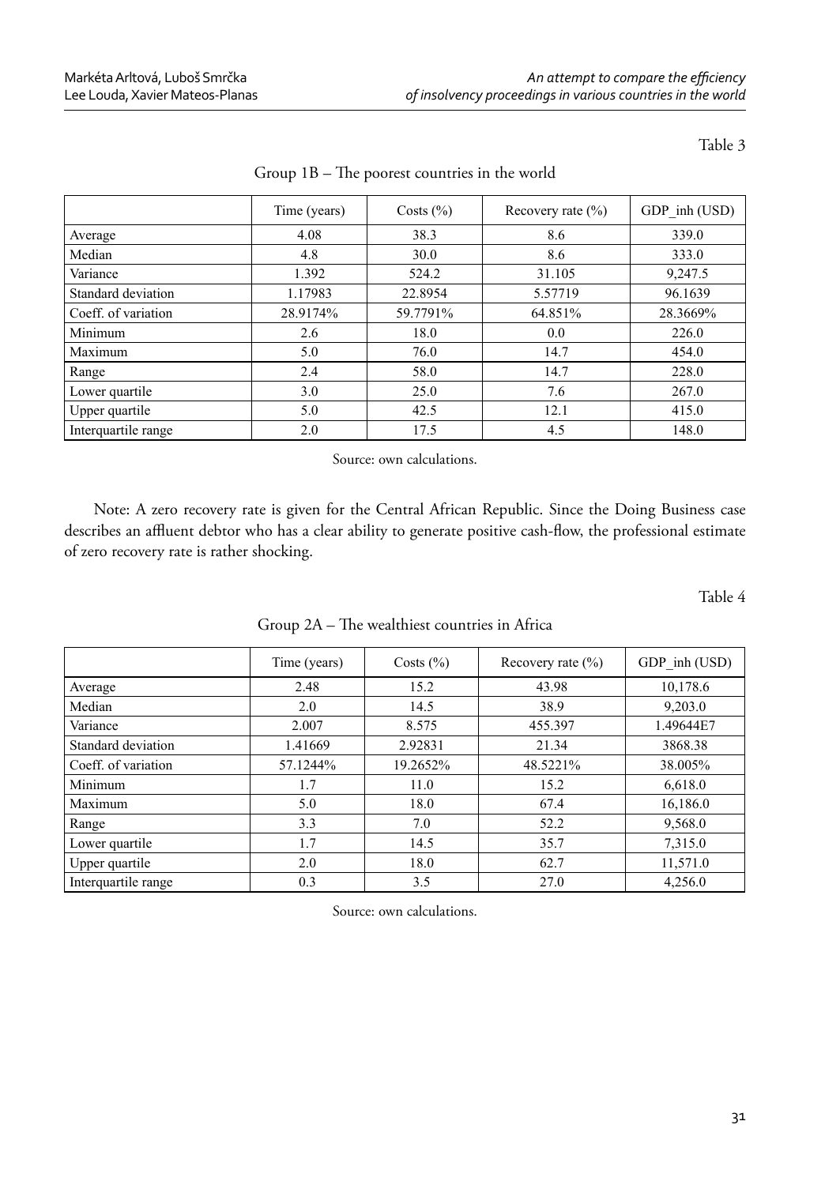Table 3

Group 1B – The poorest countries in the world

| | Time (years) | Costs (%) | Recovery rate (%) | GDP_inh (USD) |
|---|---|---|---|---|
| Average | 4.08 | 38.3 | 8.6 | 339.0 |
| Median | 4.8 | 30.0 | 8.6 | 333.0 |
| Variance | 1.392 | 524.2 | 31.105 | 9,247.5 |
| Standard deviation | 1.17983 | 22.8954 | 5.57719 | 96.1639 |
| Coeff. of variation | 28.9174% | 59.7791% | 64.851% | 28.3669% |
| Minimum | 2.6 | 18.0 | 0.0 | 226.0 |
| Maximum | 5.0 | 76.0 | 14.7 | 454.0 |
| Range | 2.4 | 58.0 | 14.7 | 228.0 |
| Lower quartile | 3.0 | 25.0 | 7.6 | 267.0 |
| Upper quartile | 5.0 | 42.5 | 12.1 | 415.0 |
| Interquartile range | 2.0 | 17.5 | 4.5 | 148.0 |

Source: own calculations.

Note: A zero recovery rate is given for the Central African Republic. Since the Doing Business case describes an affluent debtor who has a clear ability to generate positive cash-flow, the professional estimate of zero recovery rate is rather shocking.

Table 4

Group 2A – The wealthiest countries in Africa

| | Time (years) | Costs (%) | Recovery rate (%) | GDP_inh (USD) |
|---|---|---|---|---|
| Average | 2.48 | 15.2 | 43.98 | 10,178.6 |
| Median | 2.0 | 14.5 | 38.9 | 9,203.0 |
| Variance | 2.007 | 8.575 | 455.397 | 1.49644E7 |
| Standard deviation | 1.41669 | 2.92831 | 21.34 | 3868.38 |
| Coeff. of variation | 57.1244% | 19.2652% | 48.5221% | 38.005% |
| Minimum | 1.7 | 11.0 | 15.2 | 6,618.0 |
| Maximum | 5.0 | 18.0 | 67.4 | 16,186.0 |
| Range | 3.3 | 7.0 | 52.2 | 9,568.0 |
| Lower quartile | 1.7 | 14.5 | 35.7 | 7,315.0 |
| Upper quartile | 2.0 | 18.0 | 62.7 | 11,571.0 |
| Interquartile range | 0.3 | 3.5 | 27.0 | 4,256.0 |

Source: own calculations.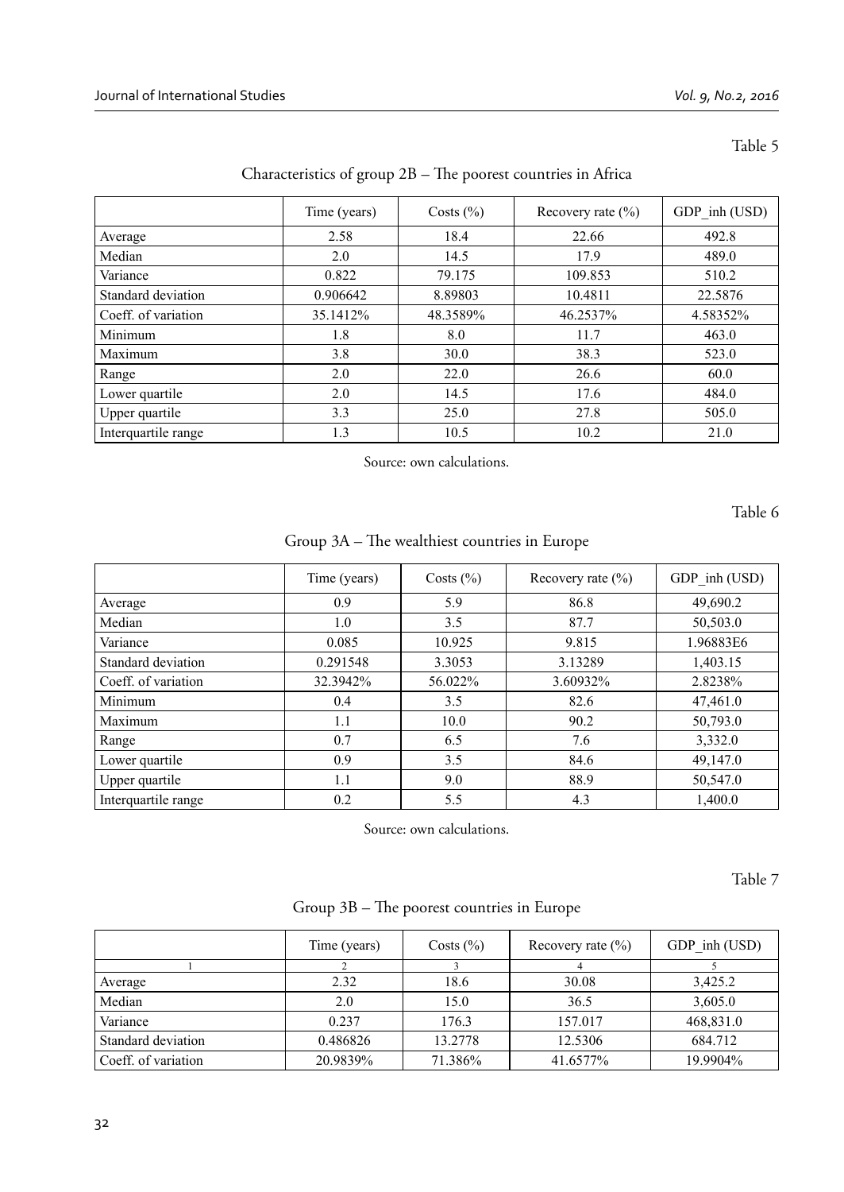Table 5

Characteristics of group 2B – The poorest countries in Africa

| | Time (years) | Costs (%) | Recovery rate (%) | GDP_inh (USD) |
|---|---|---|---|---|
| Average | 2.58 | 18.4 | 22.66 | 492.8 |
| Median | 2.0 | 14.5 | 17.9 | 489.0 |
| Variance | 0.822 | 79.175 | 109.853 | 510.2 |
| Standard deviation | 0.906642 | 8.89803 | 10.4811 | 22.5876 |
| Coeff. of variation | 35.1412% | 48.3589% | 46.2537% | 4.58352% |
| Minimum | 1.8 | 8.0 | 11.7 | 463.0 |
| Maximum | 3.8 | 30.0 | 38.3 | 523.0 |
| Range | 2.0 | 22.0 | 26.6 | 60.0 |
| Lower quartile | 2.0 | 14.5 | 17.6 | 484.0 |
| Upper quartile | 3.3 | 25.0 | 27.8 | 505.0 |
| Interquartile range | 1.3 | 10.5 | 10.2 | 21.0 |

Source: own calculations.

Table 6

Group 3A – The wealthiest countries in Europe

| | Time (years) | Costs (%) | Recovery rate (%) | GDP_inh (USD) |
|---|---|---|---|---|
| Average | 0.9 | 5.9 | 86.8 | 49,690.2 |
| Median | 1.0 | 3.5 | 87.7 | 50,503.0 |
| Variance | 0.085 | 10.925 | 9.815 | 1.96883E6 |
| Standard deviation | 0.291548 | 3.3053 | 3.13289 | 1,403.15 |
| Coeff. of variation | 32.3942% | 56.022% | 3.60932% | 2.8238% |
| Minimum | 0.4 | 3.5 | 82.6 | 47,461.0 |
| Maximum | 1.1 | 10.0 | 90.2 | 50,793.0 |
| Range | 0.7 | 6.5 | 7.6 | 3,332.0 |
| Lower quartile | 0.9 | 3.5 | 84.6 | 49,147.0 |
| Upper quartile | 1.1 | 9.0 | 88.9 | 50,547.0 |
| Interquartile range | 0.2 | 5.5 | 4.3 | 1,400.0 |

Source: own calculations.

Table 7

Group 3B – The poorest countries in Europe

| | Time (years) | Costs (%) | Recovery rate (%) | GDP_inh (USD) |
|---|---|---|---|---|
| 1 | 2 | 3 | 4 | 5 |
| Average | 2.32 | 18.6 | 30.08 | 3,425.2 |
| Median | 2.0 | 15.0 | 36.5 | 3,605.0 |
| Variance | 0.237 | 176.3 | 157.017 | 468,831.0 |
| Standard deviation | 0.486826 | 13.2778 | 12.5306 | 684.712 |
| Coeff. of variation | 20.9839% | 71.386% | 41.6577% | 19.9904% |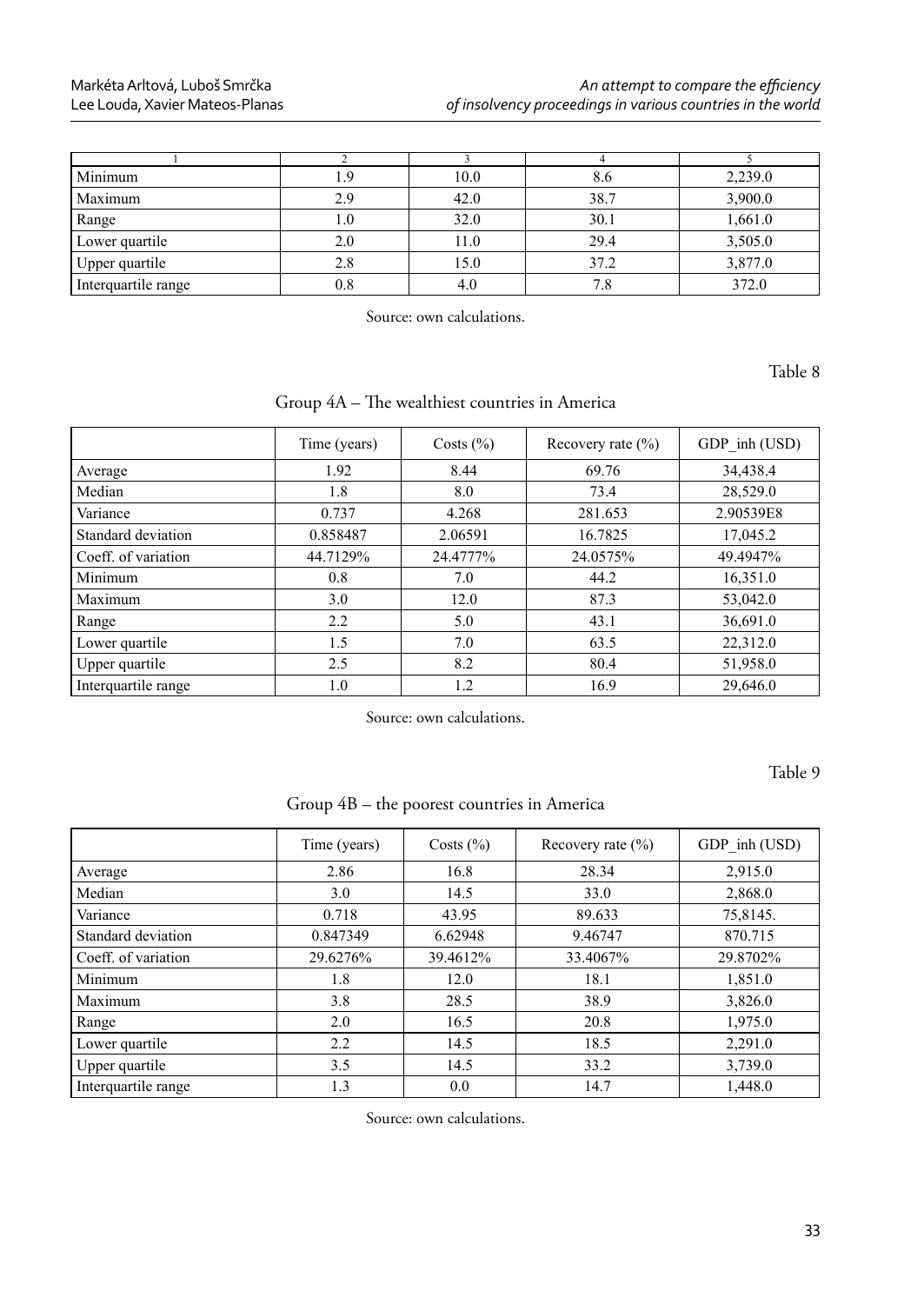| 1 | 2 | 3 | 4 | 5 |
|---|---|---|---|---|
| Minimum | 1.9 | 10.0 | 8.6 | 2,239.0 |
| Maximum | 2.9 | 42.0 | 38.7 | 3,900.0 |
| Range | 1.0 | 32.0 | 30.1 | 1,661.0 |
| Lower quartile | 2.0 | 11.0 | 29.4 | 3,505.0 |
| Upper quartile | 2.8 | 15.0 | 37.2 | 3,877.0 |
| Interquartile range | 0.8 | 4.0 | 7.8 | 372.0 |

Source: own calculations.

Table 8

Group 4A – The wealthiest countries in America

| | Time (years) | Costs (%) | Recovery rate (%) | GDP_inh (USD) |
|---|---|---|---|---|
| Average | 1.92 | 8.44 | 69.76 | 34,438.4 |
| Median | 1.8 | 8.0 | 73.4 | 28,529.0 |
| Variance | 0.737 | 4.268 | 281.653 | 2.90539E8 |
| Standard deviation | 0.858487 | 2.06591 | 16.7825 | 17,045.2 |
| Coeff. of variation | 44.7129% | 24.4777% | 24.0575% | 49.4947% |
| Minimum | 0.8 | 7.0 | 44.2 | 16,351.0 |
| Maximum | 3.0 | 12.0 | 87.3 | 53,042.0 |
| Range | 2.2 | 5.0 | 43.1 | 36,691.0 |
| Lower quartile | 1.5 | 7.0 | 63.5 | 22,312.0 |
| Upper quartile | 2.5 | 8.2 | 80.4 | 51,958.0 |
| Interquartile range | 1.0 | 1.2 | 16.9 | 29,646.0 |

Source: own calculations.

Table 9

Group 4B – the poorest countries in America

| | Time (years) | Costs (%) | Recovery rate (%) | GDP_inh (USD) |
|---|---|---|---|---|
| Average | 2.86 | 16.8 | 28.34 | 2,915.0 |
| Median | 3.0 | 14.5 | 33.0 | 2,868.0 |
| Variance | 0.718 | 43.95 | 89.633 | 75,8145. |
| Standard deviation | 0.847349 | 6.62948 | 9.46747 | 870.715 |
| Coeff. of variation | 29.6276% | 39.4612% | 33.4067% | 29.8702% |
| Minimum | 1.8 | 12.0 | 18.1 | 1,851.0 |
| Maximum | 3.8 | 28.5 | 38.9 | 3,826.0 |
| Range | 2.0 | 16.5 | 20.8 | 1,975.0 |
| Lower quartile | 2.2 | 14.5 | 18.5 | 2,291.0 |
| Upper quartile | 3.5 | 14.5 | 33.2 | 3,739.0 |
| Interquartile range | 1.3 | 0.0 | 14.7 | 1,448.0 |

Source: own calculations.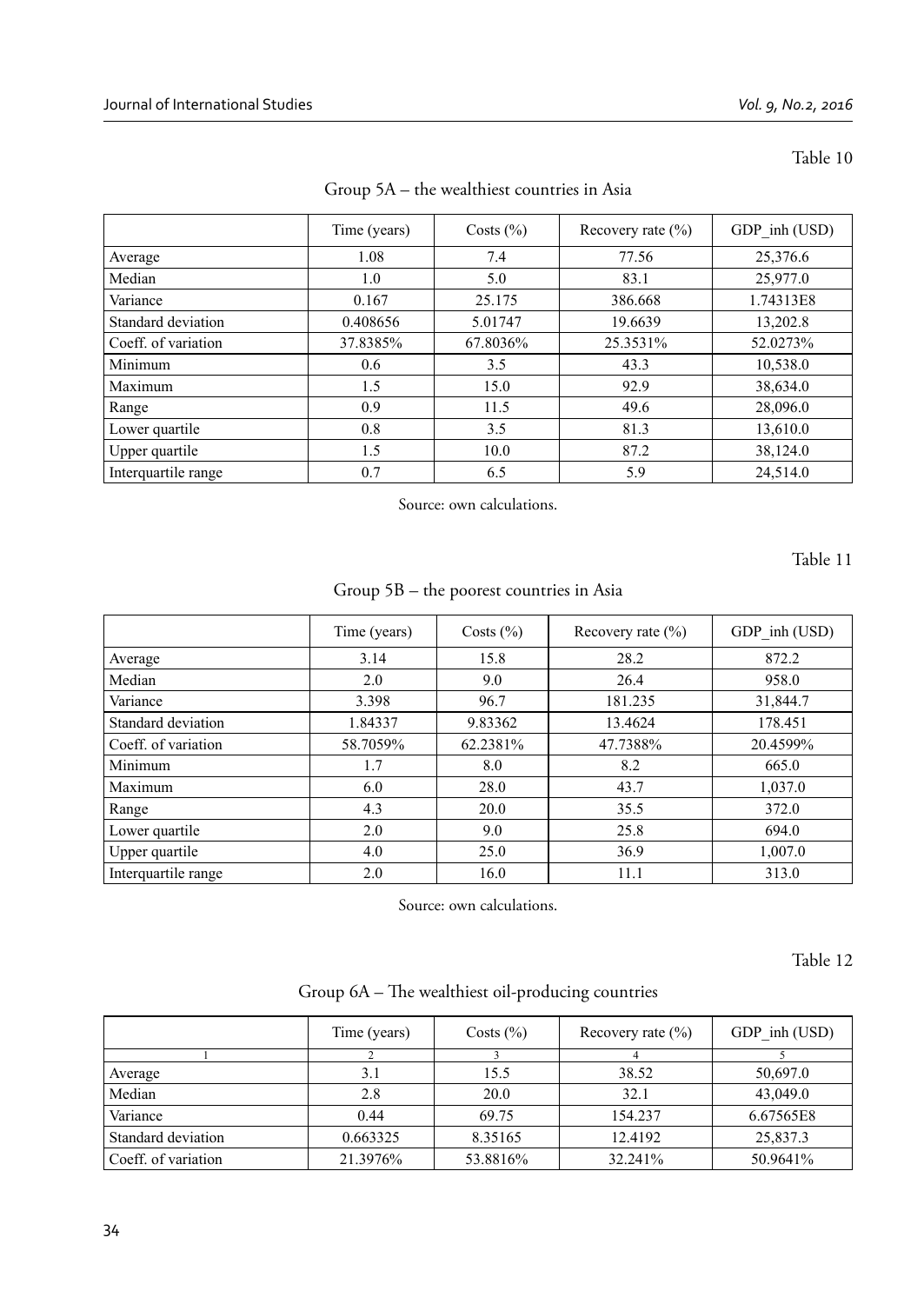Table 10

Group 5A – the wealthiest countries in Asia

| | Time (years) | Costs (%) | Recovery rate (%) | GDP_inh (USD) |
|---|---|---|---|---|
| Average | 1.08 | 7.4 | 77.56 | 25,376.6 |
| Median | 1.0 | 5.0 | 83.1 | 25,977.0 |
| Variance | 0.167 | 25.175 | 386.668 | 1.74313E8 |
| Standard deviation | 0.408656 | 5.01747 | 19.6639 | 13,202.8 |
| Coeff. of variation | 37.8385% | 67.8036% | 25.3531% | 52.0273% |
| Minimum | 0.6 | 3.5 | 43.3 | 10,538.0 |
| Maximum | 1.5 | 15.0 | 92.9 | 38,634.0 |
| Range | 0.9 | 11.5 | 49.6 | 28,096.0 |
| Lower quartile | 0.8 | 3.5 | 81.3 | 13,610.0 |
| Upper quartile | 1.5 | 10.0 | 87.2 | 38,124.0 |
| Interquartile range | 0.7 | 6.5 | 5.9 | 24,514.0 |

Source: own calculations.

Table 11

Group 5B – the poorest countries in Asia

| | Time (years) | Costs (%) | Recovery rate (%) | GDP_inh (USD) |
|---|---|---|---|---|
| Average | 3.14 | 15.8 | 28.2 | 872.2 |
| Median | 2.0 | 9.0 | 26.4 | 958.0 |
| Variance | 3.398 | 96.7 | 181.235 | 31,844.7 |
| Standard deviation | 1.84337 | 9.83362 | 13.4624 | 178.451 |
| Coeff. of variation | 58.7059% | 62.2381% | 47.7388% | 20.4599% |
| Minimum | 1.7 | 8.0 | 8.2 | 665.0 |
| Maximum | 6.0 | 28.0 | 43.7 | 1,037.0 |
| Range | 4.3 | 20.0 | 35.5 | 372.0 |
| Lower quartile | 2.0 | 9.0 | 25.8 | 694.0 |
| Upper quartile | 4.0 | 25.0 | 36.9 | 1,007.0 |
| Interquartile range | 2.0 | 16.0 | 11.1 | 313.0 |

Source: own calculations.

Table 12

Group 6A – The wealthiest oil-producing countries

| | Time (years) | Costs (%) | Recovery rate (%) | GDP_inh (USD) |
|---|---|---|---|---|
| 1 | 2 | 3 | 4 | 5 |
| Average | 3.1 | 15.5 | 38.52 | 50,697.0 |
| Median | 2.8 | 20.0 | 32.1 | 43,049.0 |
| Variance | 0.44 | 69.75 | 154.237 | 6.67565E8 |
| Standard deviation | 0.663325 | 8.35165 | 12.4192 | 25,837.3 |
| Coeff. of variation | 21.3976% | 53.8816% | 32.241% | 50.9641% |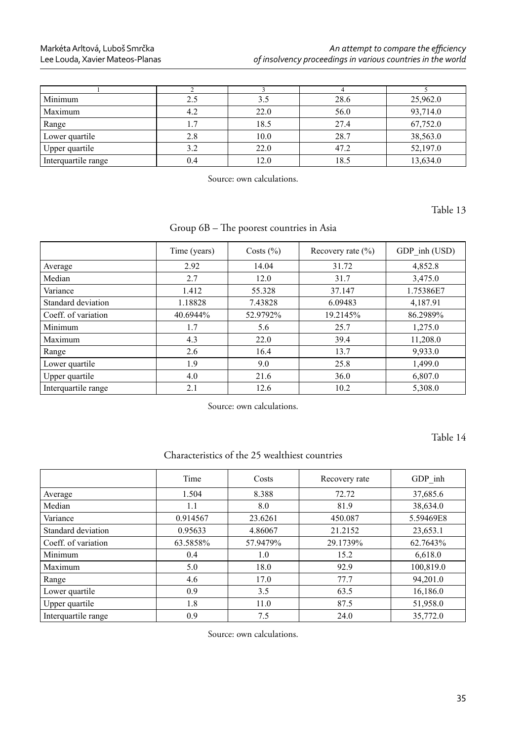| 1 | 2 | 3 | 4 | 5 |
|---|---|---|---|---|
| Minimum | 2.5 | 3.5 | 28.6 | 25,962.0 |
| Maximum | 4.2 | 22.0 | 56.0 | 93,714.0 |
| Range | 1.7 | 18.5 | 27.4 | 67,752.0 |
| Lower quartile | 2.8 | 10.0 | 28.7 | 38,563.0 |
| Upper quartile | 3.2 | 22.0 | 47.2 | 52,197.0 |
| Interquartile range | 0.4 | 12.0 | 18.5 | 13,634.0 |

Source: own calculations.

Table 13

Group 6B – The poorest countries in Asia

| | Time (years) | Costs (%) | Recovery rate (%) | GDP_inh (USD) |
|---|---|---|---|---|
| Average | 2.92 | 14.04 | 31.72 | 4,852.8 |
| Median | 2.7 | 12.0 | 31.7 | 3,475.0 |
| Variance | 1.412 | 55.328 | 37.147 | 1.75386E7 |
| Standard deviation | 1.18828 | 7.43828 | 6.09483 | 4,187.91 |
| Coeff. of variation | 40.6944% | 52.9792% | 19.2145% | 86.2989% |
| Minimum | 1.7 | 5.6 | 25.7 | 1,275.0 |
| Maximum | 4.3 | 22.0 | 39.4 | 11,208.0 |
| Range | 2.6 | 16.4 | 13.7 | 9,933.0 |
| Lower quartile | 1.9 | 9.0 | 25.8 | 1,499.0 |
| Upper quartile | 4.0 | 21.6 | 36.0 | 6,807.0 |
| Interquartile range | 2.1 | 12.6 | 10.2 | 5,308.0 |

Source: own calculations.

Table 14

Characteristics of the 25 wealthiest countries

| | Time | Costs | Recovery rate | GDP_inh |
|---|---|---|---|---|
| Average | 1.504 | 8.388 | 72.72 | 37,685.6 |
| Median | 1.1 | 8.0 | 81.9 | 38,634.0 |
| Variance | 0.914567 | 23.6261 | 450.087 | 5.59469E8 |
| Standard deviation | 0.95633 | 4.86067 | 21.2152 | 23,653.1 |
| Coeff. of variation | 63.5858% | 57.9479% | 29.1739% | 62.7643% |
| Minimum | 0.4 | 1.0 | 15.2 | 6,618.0 |
| Maximum | 5.0 | 18.0 | 92.9 | 100,819.0 |
| Range | 4.6 | 17.0 | 77.7 | 94,201.0 |
| Lower quartile | 0.9 | 3.5 | 63.5 | 16,186.0 |
| Upper quartile | 1.8 | 11.0 | 87.5 | 51,958.0 |
| Interquartile range | 0.9 | 7.5 | 24.0 | 35,772.0 |

Source: own calculations.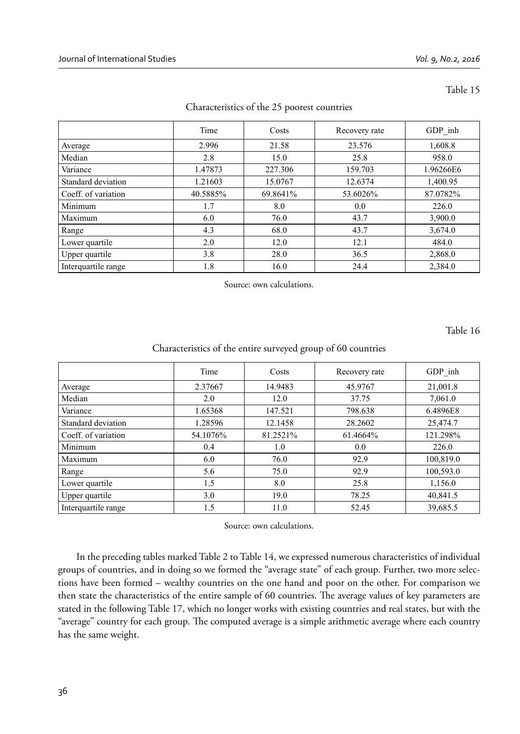Table 15

Characteristics of the 25 poorest countries

| | Time | Costs | Recovery rate | GDP_inh |
|---|---|---|---|---|
| Average | 2.996 | 21.58 | 23.576 | 1,608.8 |
| Median | 2.8 | 15.0 | 25.8 | 958.0 |
| Variance | 1.47873 | 227.306 | 159.703 | 1.96266E6 |
| Standard deviation | 1.21603 | 15.0767 | 12.6374 | 1,400.95 |
| Coeff. of variation | 40.5885% | 69.8641% | 53.6026% | 87.0782% |
| Minimum | 1.7 | 8.0 | 0.0 | 226.0 |
| Maximum | 6.0 | 76.0 | 43.7 | 3,900.0 |
| Range | 4.3 | 68.0 | 43.7 | 3,674.0 |
| Lower quartile | 2.0 | 12.0 | 12.1 | 484.0 |
| Upper quartile | 3.8 | 28.0 | 36.5 | 2,868.0 |
| Interquartile range | 1.8 | 16.0 | 24.4 | 2,384.0 |

Source: own calculations.

Table 16

Characteristics of the entire surveyed group of 60 countries

| | Time | Costs | Recovery rate | GDP_inh |
|---|---|---|---|---|
| Average | 2.37667 | 14.9483 | 45.9767 | 21,001.8 |
| Median | 2.0 | 12.0 | 37.75 | 7,061.0 |
| Variance | 1.65368 | 147.521 | 798.638 | 6.4896E8 |
| Standard deviation | 1.28596 | 12.1458 | 28.2602 | 25,474.7 |
| Coeff. of variation | 54.1076% | 81.2521% | 61.4664% | 121.298% |
| Minimum | 0.4 | 1.0 | 0.0 | 226.0 |
| Maximum | 6.0 | 76.0 | 92.9 | 100,819.0 |
| Range | 5.6 | 75.0 | 92.9 | 100,593.0 |
| Lower quartile | 1.5 | 8.0 | 25.8 | 1,156.0 |
| Upper quartile | 3.0 | 19.0 | 78.25 | 40,841.5 |
| Interquartile range | 1.5 | 11.0 | 52.45 | 39,685.5 |

Source: own calculations.

In the preceding tables marked Table 2 to Table 14, we expressed numerous characteristics of individual groups of countries, and in doing so we formed the "average state" of each group. Further, two more selections have been formed – wealthy countries on the one hand and poor on the other. For comparison we then state the characteristics of the entire sample of 60 countries. The average values of key parameters are stated in the following Table 17, which no longer works with existing countries and real states, but with the "average" country for each group. The computed average is a simple arithmetic average where each country has the same weight.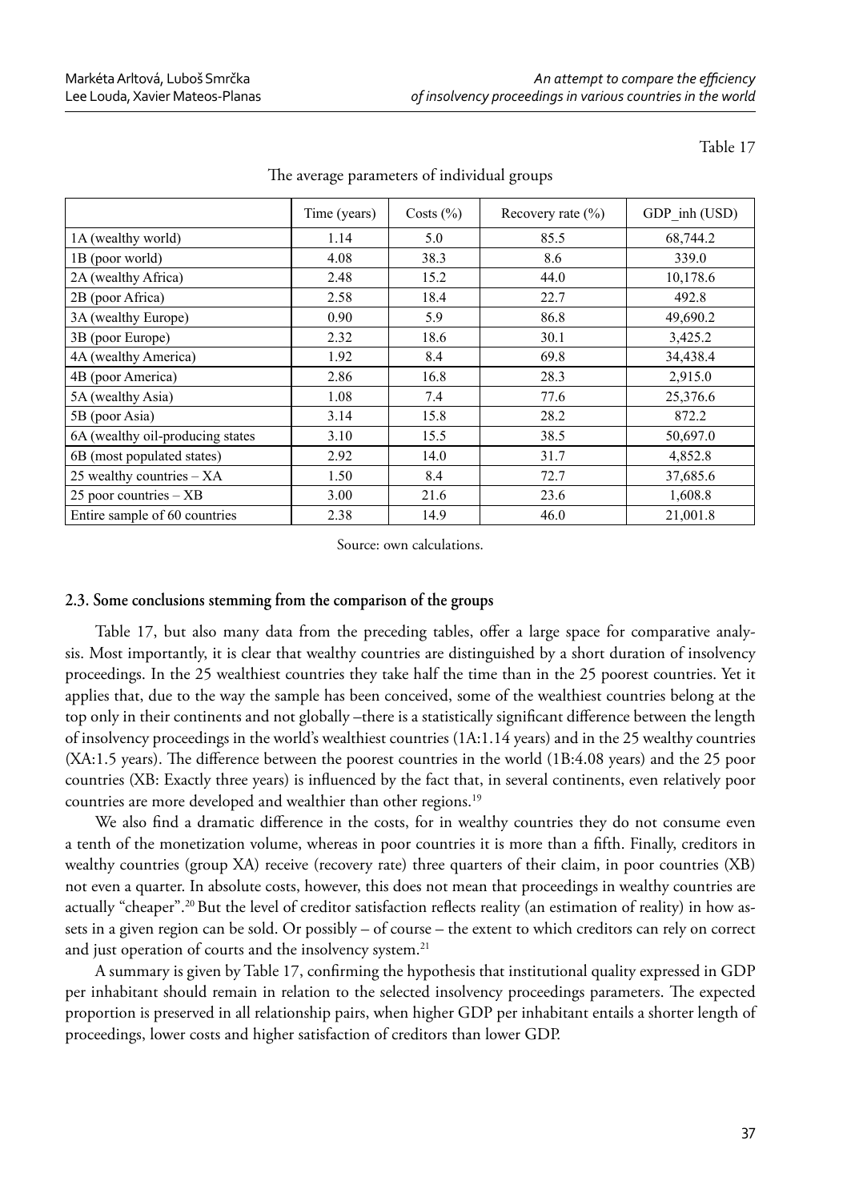Table 17

The average parameters of individual groups

|  | Time (years) | Costs (%) | Recovery rate (%) | GDP_inh (USD) |
|---|---|---|---|---|
| 1A (wealthy world) | 1.14 | 5.0 | 85.5 | 68,744.2 |
| 1B (poor world) | 4.08 | 38.3 | 8.6 | 339.0 |
| 2A (wealthy Africa) | 2.48 | 15.2 | 44.0 | 10,178.6 |
| 2B (poor Africa) | 2.58 | 18.4 | 22.7 | 492.8 |
| 3A (wealthy Europe) | 0.90 | 5.9 | 86.8 | 49,690.2 |
| 3B (poor Europe) | 2.32 | 18.6 | 30.1 | 3,425.2 |
| 4A (wealthy America) | 1.92 | 8.4 | 69.8 | 34,438.4 |
| 4B (poor America) | 2.86 | 16.8 | 28.3 | 2,915.0 |
| 5A (wealthy Asia) | 1.08 | 7.4 | 77.6 | 25,376.6 |
| 5B (poor Asia) | 3.14 | 15.8 | 28.2 | 872.2 |
| 6A (wealthy oil-producing states | 3.10 | 15.5 | 38.5 | 50,697.0 |
| 6B (most populated states) | 2.92 | 14.0 | 31.7 | 4,852.8 |
| 25 wealthy countries – XA | 1.50 | 8.4 | 72.7 | 37,685.6 |
| 25 poor countries – XB | 3.00 | 21.6 | 23.6 | 1,608.8 |
| Entire sample of 60 countries | 2.38 | 14.9 | 46.0 | 21,001.8 |

Source: own calculations.

### 2.3. Some conclusions stemming from the comparison of the groups

Table 17, but also many data from the preceding tables, offer a large space for comparative analysis. Most importantly, it is clear that wealthy countries are distinguished by a short duration of insolvency proceedings. In the 25 wealthiest countries they take half the time than in the 25 poorest countries. Yet it applies that, due to the way the sample has been conceived, some of the wealthiest countries belong at the top only in their continents and not globally –there is a statistically significant difference between the length of insolvency proceedings in the world's wealthiest countries (1A:1.14 years) and in the 25 wealthy countries (XA:1.5 years). The difference between the poorest countries in the world (1B:4.08 years) and the 25 poor countries (XB: Exactly three years) is influenced by the fact that, in several continents, even relatively poor countries are more developed and wealthier than other regions.[19]

We also find a dramatic difference in the costs, for in wealthy countries they do not consume even a tenth of the monetization volume, whereas in poor countries it is more than a fifth. Finally, creditors in wealthy countries (group XA) receive (recovery rate) three quarters of their claim, in poor countries (XB) not even a quarter. In absolute costs, however, this does not mean that proceedings in wealthy countries are actually "cheaper".[20] But the level of creditor satisfaction reflects reality (an estimation of reality) in how assets in a given region can be sold. Or possibly – of course – the extent to which creditors can rely on correct and just operation of courts and the insolvency system.[21]

A summary is given by Table 17, confirming the hypothesis that institutional quality expressed in GDP per inhabitant should remain in relation to the selected insolvency proceedings parameters. The expected proportion is preserved in all relationship pairs, when higher GDP per inhabitant entails a shorter length of proceedings, lower costs and higher satisfaction of creditors than lower GDP.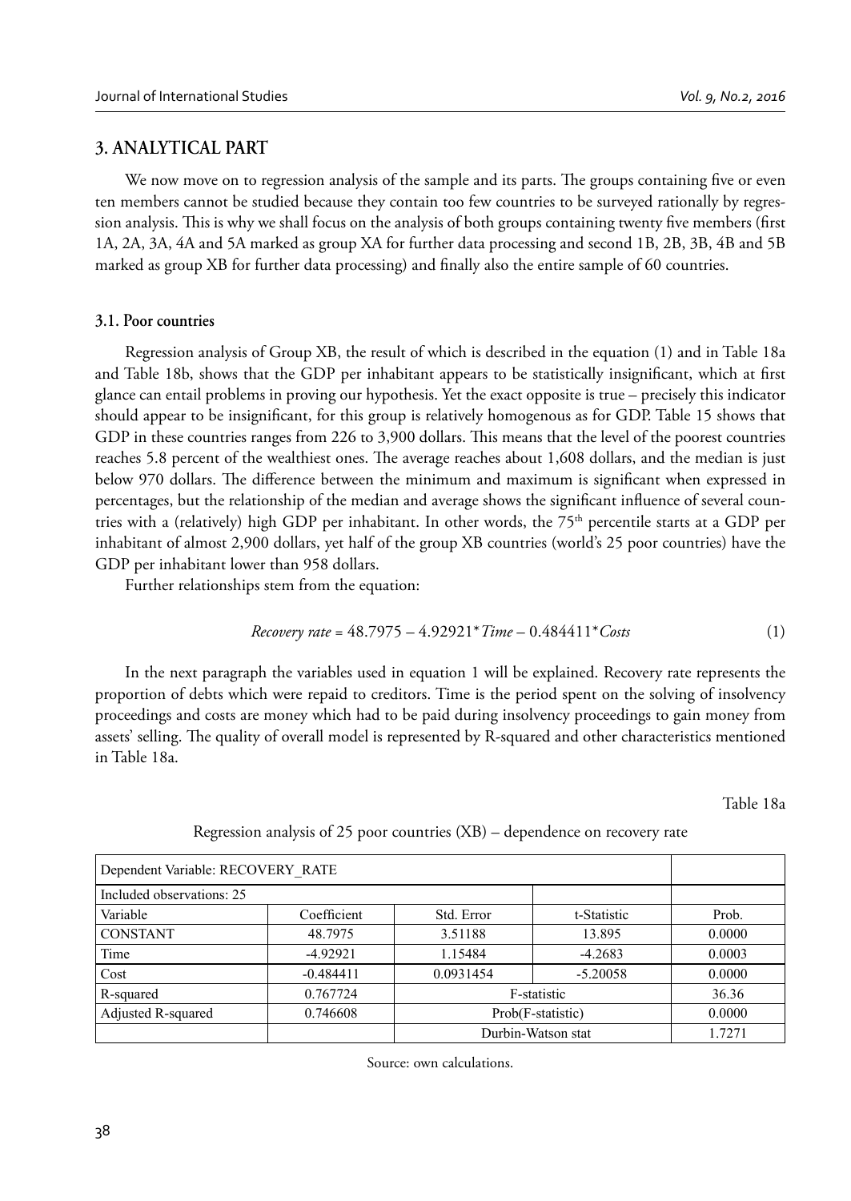## 3. ANALYTICAL PART

We now move on to regression analysis of the sample and its parts. The groups containing five or even ten members cannot be studied because they contain too few countries to be surveyed rationally by regression analysis. This is why we shall focus on the analysis of both groups containing twenty five members (first 1A, 2A, 3A, 4A and 5A marked as group XA for further data processing and second 1B, 2B, 3B, 4B and 5B marked as group XB for further data processing) and finally also the entire sample of 60 countries.

### 3.1. Poor countries

Regression analysis of Group XB, the result of which is described in the equation (1) and in Table 18a and Table 18b, shows that the GDP per inhabitant appears to be statistically insignificant, which at first glance can entail problems in proving our hypothesis. Yet the exact opposite is true – precisely this indicator should appear to be insignificant, for this group is relatively homogenous as for GDP. Table 15 shows that GDP in these countries ranges from 226 to 3,900 dollars. This means that the level of the poorest countries reaches 5.8 percent of the wealthiest ones. The average reaches about 1,608 dollars, and the median is just below 970 dollars. The difference between the minimum and maximum is significant when expressed in percentages, but the relationship of the median and average shows the significant influence of several countries with a (relatively) high GDP per inhabitant. In other words, the 75th percentile starts at a GDP per inhabitant of almost 2,900 dollars, yet half of the group XB countries (world's 25 poor countries) have the GDP per inhabitant lower than 958 dollars.

Further relationships stem from the equation:

$$Recovery\ rate = 48.7975 - 4.92921 * Time - 0.484411 * Costs \tag{1}$$

In the next paragraph the variables used in equation 1 will be explained. Recovery rate represents the proportion of debts which were repaid to creditors. Time is the period spent on the solving of insolvency proceedings and costs are money which had to be paid during insolvency proceedings to gain money from assets' selling. The quality of overall model is represented by R-squared and other characteristics mentioned in Table 18a.

Table 18a

Regression analysis of 25 poor countries (XB) – dependence on recovery rate

| Dependent Variable: RECOVERY_RATE | | | | |
|---|---|---|---|---|
| Included observations: 25 | | | | |
| Variable | Coefficient | Std. Error | t-Statistic | Prob. |
| CONSTANT | 48.7975 | 3.51188 | 13.895 | 0.0000 |
| Time | -4.92921 | 1.15484 | -4.2683 | 0.0003 |
| Cost | -0.484411 | 0.0931454 | -5.20058 | 0.0000 |
| R-squared | 0.767724 | F-statistic | | 36.36 |
| Adjusted R-squared | 0.746608 | Prob(F-statistic) | | 0.0000 |
| | | Durbin-Watson stat | | 1.7271 |

Source: own calculations.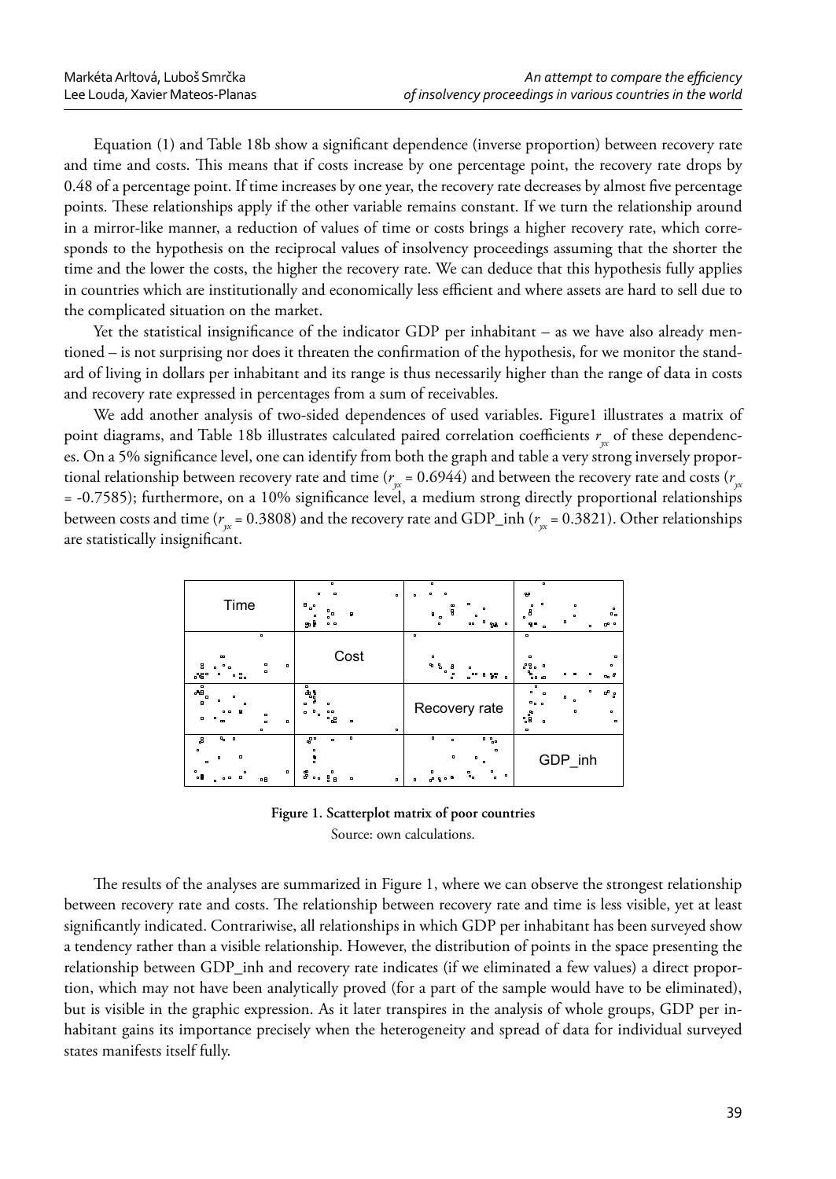Equation (1) and Table 18b show a significant dependence (inverse proportion) between recovery rate and time and costs. This means that if costs increase by one percentage point, the recovery rate drops by 0.48 of a percentage point. If time increases by one year, the recovery rate decreases by almost five percentage points. These relationships apply if the other variable remains constant. If we turn the relationship around in a mirror-like manner, a reduction of values of time or costs brings a higher recovery rate, which corresponds to the hypothesis on the reciprocal values of insolvency proceedings assuming that the shorter the time and the lower the costs, the higher the recovery rate. We can deduce that this hypothesis fully applies in countries which are institutionally and economically less efficient and where assets are hard to sell due to the complicated situation on the market.

Yet the statistical insignificance of the indicator GDP per inhabitant – as we have also already mentioned – is not surprising nor does it threaten the confirmation of the hypothesis, for we monitor the standard of living in dollars per inhabitant and its range is thus necessarily higher than the range of data in costs and recovery rate expressed in percentages from a sum of receivables.

We add another analysis of two-sided dependences of used variables. Figure1 illustrates a matrix of point diagrams, and Table 18b illustrates calculated paired correlation coefficients $r_{yx}$ of these dependences. On a 5% significance level, one can identify from both the graph and table a very strong inversely proportional relationship between recovery rate and time ($r_{yx}$ = 0.6944) and between the recovery rate and costs ($r_{yx}$ = -0.7585); furthermore, on a 10% significance level, a medium strong directly proportional relationships between costs and time ($r_{yx}$ = 0.3808) and the recovery rate and GDP_inh ($r_{yx}$ = 0.3821). Other relationships are statistically insignificant.

**Figure 1. Scatterplot matrix of poor countries**

Source: own calculations.

The results of the analyses are summarized in Figure 1, where we can observe the strongest relationship between recovery rate and costs. The relationship between recovery rate and time is less visible, yet at least significantly indicated. Contrariwise, all relationships in which GDP per inhabitant has been surveyed show a tendency rather than a visible relationship. However, the distribution of points in the space presenting the relationship between GDP_inh and recovery rate indicates (if we eliminated a few values) a direct proportion, which may not have been analytically proved (for a part of the sample would have to be eliminated), but is visible in the graphic expression. As it later transpires in the analysis of whole groups, GDP per inhabitant gains its importance precisely when the heterogeneity and spread of data for individual surveyed states manifests itself fully.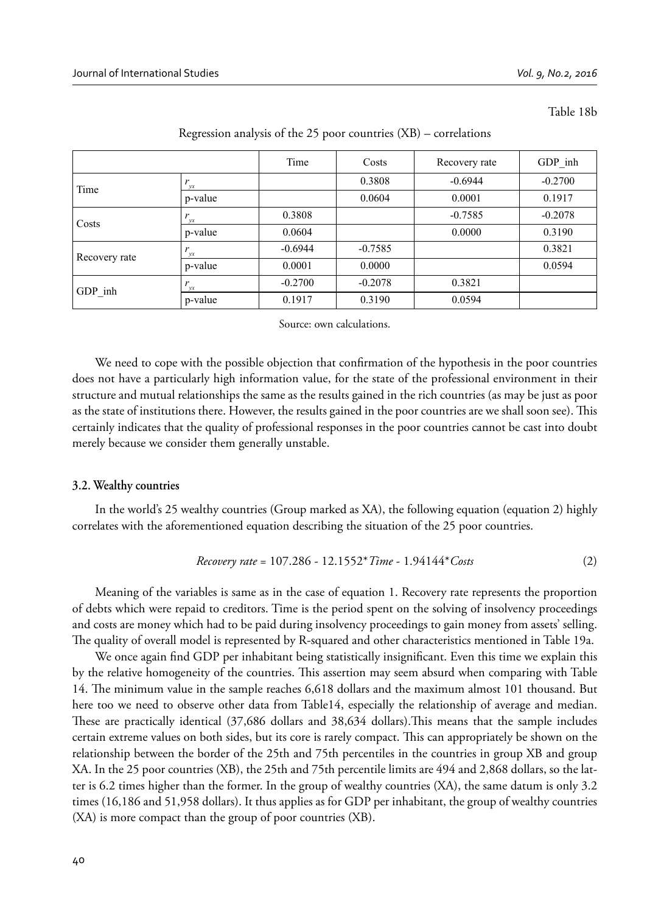Table 18b

Regression analysis of the 25 poor countries (XB) – correlations

| | | Time | Costs | Recovery rate | GDP_inh |
|---|---|---|---|---|---|
| Time | $r_{yx}$ | | 0.3808 | -0.6944 | -0.2700 |
| | p-value | | 0.0604 | 0.0001 | 0.1917 |
| Costs | $r_{yx}$ | 0.3808 | | -0.7585 | -0.2078 |
| | p-value | 0.0604 | | 0.0000 | 0.3190 |
| Recovery rate | $r_{yx}$ | -0.6944 | -0.7585 | | 0.3821 |
| | p-value | 0.0001 | 0.0000 | | 0.0594 |
| GDP_inh | $r_{yx}$ | -0.2700 | -0.2078 | 0.3821 | |
| | p-value | 0.1917 | 0.3190 | 0.0594 | |

Source: own calculations.

We need to cope with the possible objection that confirmation of the hypothesis in the poor countries does not have a particularly high information value, for the state of the professional environment in their structure and mutual relationships the same as the results gained in the rich countries (as may be just as poor as the state of institutions there. However, the results gained in the poor countries are we shall soon see). This certainly indicates that the quality of professional responses in the poor countries cannot be cast into doubt merely because we consider them generally unstable.

### 3.2. Wealthy countries

In the world's 25 wealthy countries (Group marked as XA), the following equation (equation 2) highly correlates with the aforementioned equation describing the situation of the 25 poor countries.

$$Recovery\ rate = 107.286 - 12.1552*Time - 1.94144*Costs \tag{2}$$

Meaning of the variables is same as in the case of equation 1. Recovery rate represents the proportion of debts which were repaid to creditors. Time is the period spent on the solving of insolvency proceedings and costs are money which had to be paid during insolvency proceedings to gain money from assets' selling. The quality of overall model is represented by R-squared and other characteristics mentioned in Table 19a.

We once again find GDP per inhabitant being statistically insignificant. Even this time we explain this by the relative homogeneity of the countries. This assertion may seem absurd when comparing with Table 14. The minimum value in the sample reaches 6,618 dollars and the maximum almost 101 thousand. But here too we need to observe other data from Table14, especially the relationship of average and median. These are practically identical (37,686 dollars and 38,634 dollars).This means that the sample includes certain extreme values on both sides, but its core is rarely compact. This can appropriately be shown on the relationship between the border of the 25th and 75th percentiles in the countries in group XB and group XA. In the 25 poor countries (XB), the 25th and 75th percentile limits are 494 and 2,868 dollars, so the latter is 6.2 times higher than the former. In the group of wealthy countries (XA), the same datum is only 3.2 times (16,186 and 51,958 dollars). It thus applies as for GDP per inhabitant, the group of wealthy countries (XA) is more compact than the group of poor countries (XB).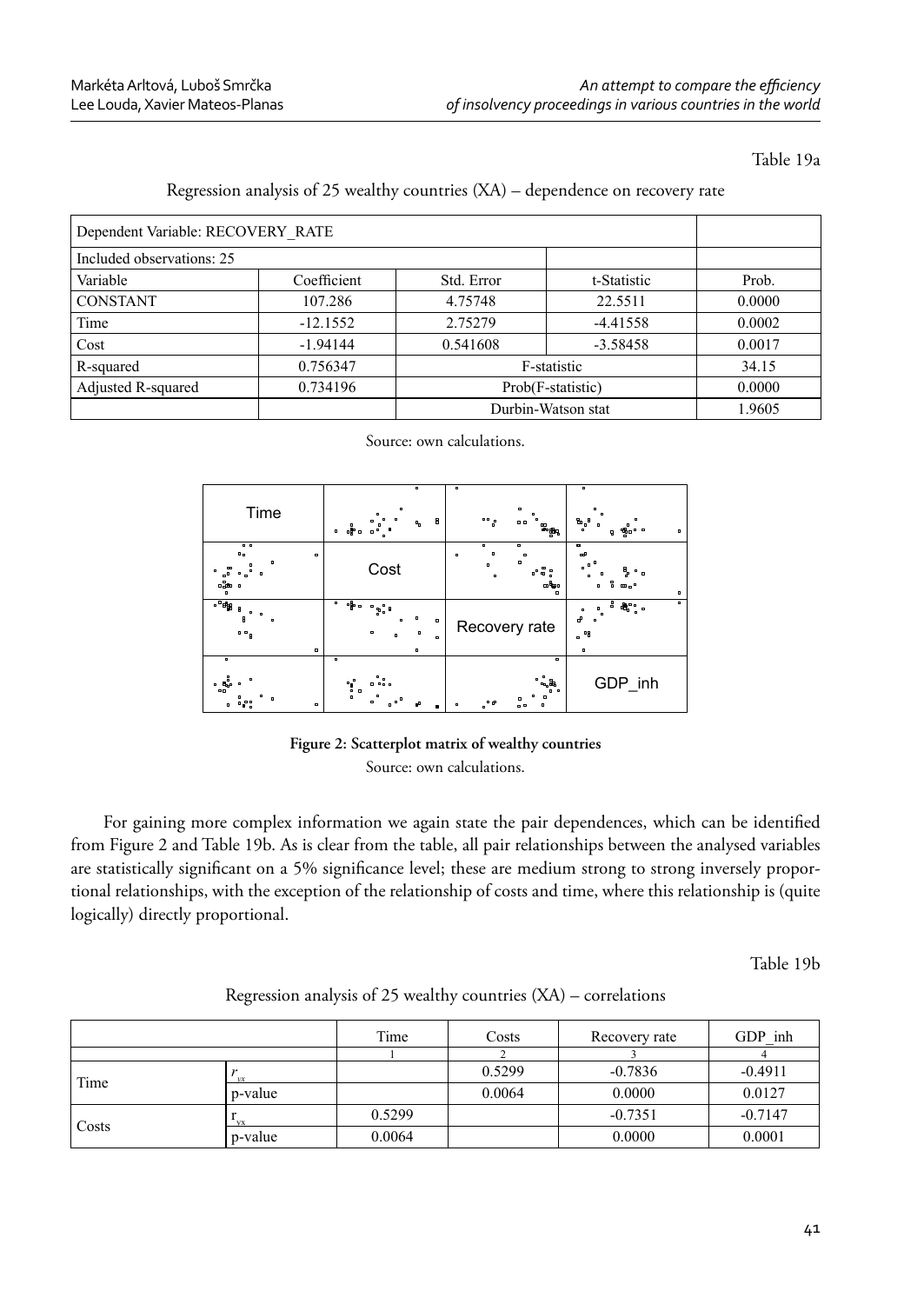Table 19a

Regression analysis of 25 wealthy countries (XA) – dependence on recovery rate

| Dependent Variable: RECOVERY_RATE | | | | |
|---|---|---|---|---|
| Included observations: 25 | | | | |
| Variable | Coefficient | Std. Error | t-Statistic | Prob. |
| CONSTANT | 107.286 | 4.75748 | 22.5511 | 0.0000 |
| Time | -12.1552 | 2.75279 | -4.41558 | 0.0002 |
| Cost | -1.94144 | 0.541608 | -3.58458 | 0.0017 |
| R-squared | 0.756347 | F-statistic | | 34.15 |
| Adjusted R-squared | 0.734196 | Prob(F-statistic) | | 0.0000 |
| | | Durbin-Watson stat | | 1.9605 |

Source: own calculations.

**Figure 2: Scatterplot matrix of wealthy countries**

Source: own calculations.

For gaining more complex information we again state the pair dependences, which can be identified from Figure 2 and Table 19b. As is clear from the table, all pair relationships between the analysed variables are statistically significant on a 5% significance level; these are medium strong to strong inversely proportional relationships, with the exception of the relationship of costs and time, where this relationship is (quite logically) directly proportional.

Table 19b

Regression analysis of 25 wealthy countries (XA) – correlations

| | | Time | Costs | Recovery rate | GDP_inh |
|---|---|---|---|---|---|
| | | 1 | 2 | 3 | 4 |
| Time | $r_{yx}$ | | 0.5299 | -0.7836 | -0.4911 |
| | p-value | | 0.0064 | 0.0000 | 0.0127 |
| Costs | $r_{yx}$ | 0.5299 | | -0.7351 | -0.7147 |
| | p-value | 0.0064 | | 0.0000 | 0.0001 |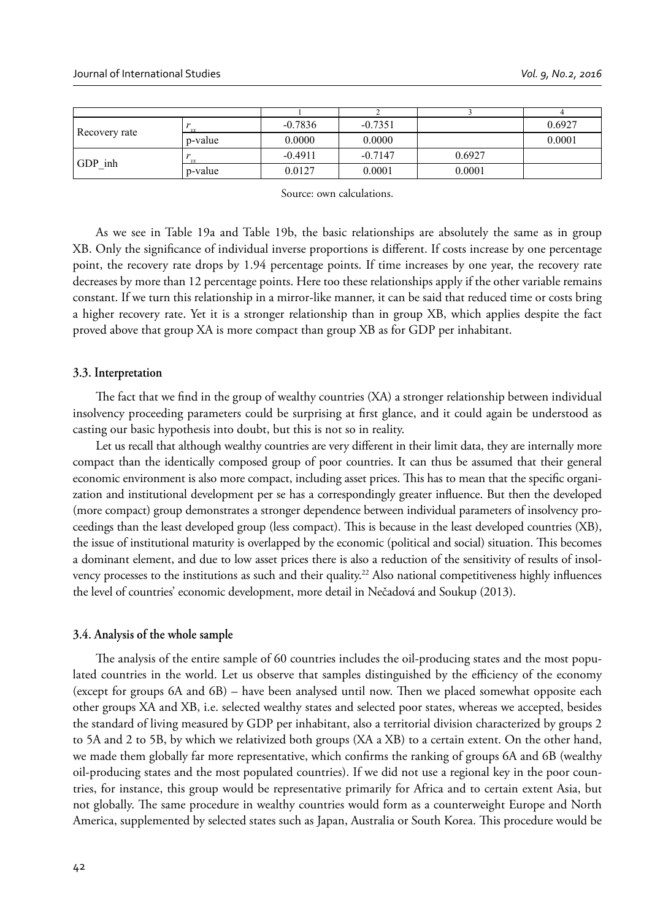| | | 1 | 2 | 3 | 4 |
|---|---|---|---|---|---|
| Recovery rate | $r_{yx}$ | -0.7836 | -0.7351 | | 0.6927 |
| | p-value | 0.0000 | 0.0000 | | 0.0001 |
| GDP_inh | $r_{yx}$ | -0.4911 | -0.7147 | 0.6927 | |
| | p-value | 0.0127 | 0.0001 | 0.0001 | |

Source: own calculations.

As we see in Table 19a and Table 19b, the basic relationships are absolutely the same as in group XB. Only the significance of individual inverse proportions is different. If costs increase by one percentage point, the recovery rate drops by 1.94 percentage points. If time increases by one year, the recovery rate decreases by more than 12 percentage points. Here too these relationships apply if the other variable remains constant. If we turn this relationship in a mirror-like manner, it can be said that reduced time or costs bring a higher recovery rate. Yet it is a stronger relationship than in group XB, which applies despite the fact proved above that group XA is more compact than group XB as for GDP per inhabitant.

### 3.3. Interpretation

The fact that we find in the group of wealthy countries (XA) a stronger relationship between individual insolvency proceeding parameters could be surprising at first glance, and it could again be understood as casting our basic hypothesis into doubt, but this is not so in reality.

Let us recall that although wealthy countries are very different in their limit data, they are internally more compact than the identically composed group of poor countries. It can thus be assumed that their general economic environment is also more compact, including asset prices. This has to mean that the specific organization and institutional development per se has a correspondingly greater influence. But then the developed (more compact) group demonstrates a stronger dependence between individual parameters of insolvency proceedings than the least developed group (less compact). This is because in the least developed countries (XB), the issue of institutional maturity is overlapped by the economic (political and social) situation. This becomes a dominant element, and due to low asset prices there is also a reduction of the sensitivity of results of insolvency processes to the institutions as such and their quality.[22] Also national competitiveness highly influences the level of countries' economic development, more detail in Nečadová and Soukup (2013).

### 3.4. Analysis of the whole sample

The analysis of the entire sample of 60 countries includes the oil-producing states and the most populated countries in the world. Let us observe that samples distinguished by the efficiency of the economy (except for groups 6A and 6B) – have been analysed until now. Then we placed somewhat opposite each other groups XA and XB, i.e. selected wealthy states and selected poor states, whereas we accepted, besides the standard of living measured by GDP per inhabitant, also a territorial division characterized by groups 2 to 5A and 2 to 5B, by which we relativized both groups (XA a XB) to a certain extent. On the other hand, we made them globally far more representative, which confirms the ranking of groups 6A and 6B (wealthy oil-producing states and the most populated countries). If we did not use a regional key in the poor countries, for instance, this group would be representative primarily for Africa and to certain extent Asia, but not globally. The same procedure in wealthy countries would form as a counterweight Europe and North America, supplemented by selected states such as Japan, Australia or South Korea. This procedure would be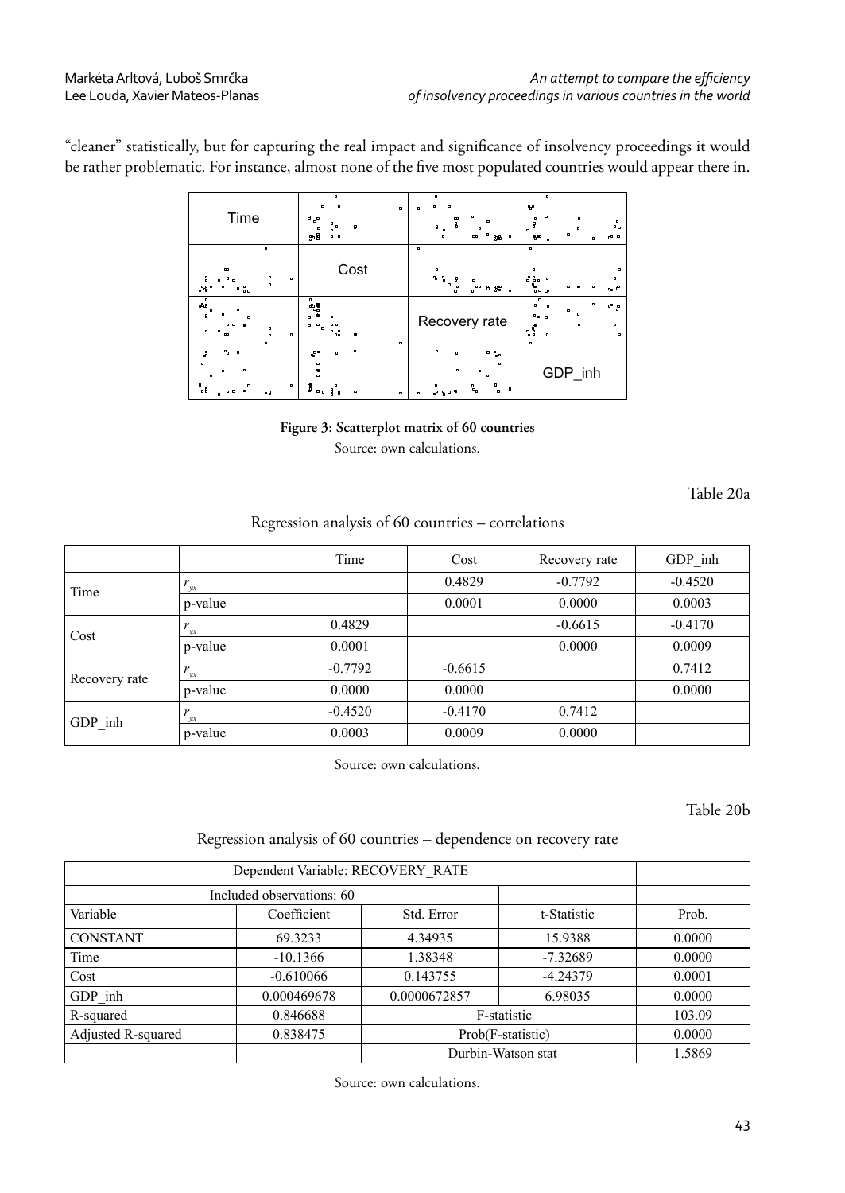"cleaner" statistically, but for capturing the real impact and significance of insolvency proceedings it would be rather problematic. For instance, almost none of the five most populated countries would appear there in.

**Figure 3: Scatterplot matrix of 60 countries**

Source: own calculations.

Table 20a

Regression analysis of 60 countries – correlations

| | | Time | Cost | Recovery rate | GDP_inh |
|---|---|---|---|---|---|
| Time | $r_{yx}$ | | 0.4829 | -0.7792 | -0.4520 |
| | p-value | | 0.0001 | 0.0000 | 0.0003 |
| Cost | $r_{yx}$ | 0.4829 | | -0.6615 | -0.4170 |
| | p-value | 0.0001 | | 0.0000 | 0.0009 |
| Recovery rate | $r_{yx}$ | -0.7792 | -0.6615 | | 0.7412 |
| | p-value | 0.0000 | 0.0000 | | 0.0000 |
| GDP_inh | $r_{yx}$ | -0.4520 | -0.4170 | 0.7412 | |
| | p-value | 0.0003 | 0.0009 | 0.0000 | |

Source: own calculations.

Table 20b

Regression analysis of 60 countries – dependence on recovery rate

| Dependent Variable: RECOVERY_RATE | | | | |
|---|---|---|---|---|
| Included observations: 60 | | | | |
| Variable | Coefficient | Std. Error | t-Statistic | Prob. |
| CONSTANT | 69.3233 | 4.34935 | 15.9388 | 0.0000 |
| Time | -10.1366 | 1.38348 | -7.32689 | 0.0000 |
| Cost | -0.610066 | 0.143755 | -4.24379 | 0.0001 |
| GDP_inh | 0.000469678 | 0.0000672857 | 6.98035 | 0.0000 |
| R-squared | 0.846688 | F-statistic | | 103.09 |
| Adjusted R-squared | 0.838475 | Prob(F-statistic) | | 0.0000 |
| | | Durbin-Watson stat | | 1.5869 |

Source: own calculations.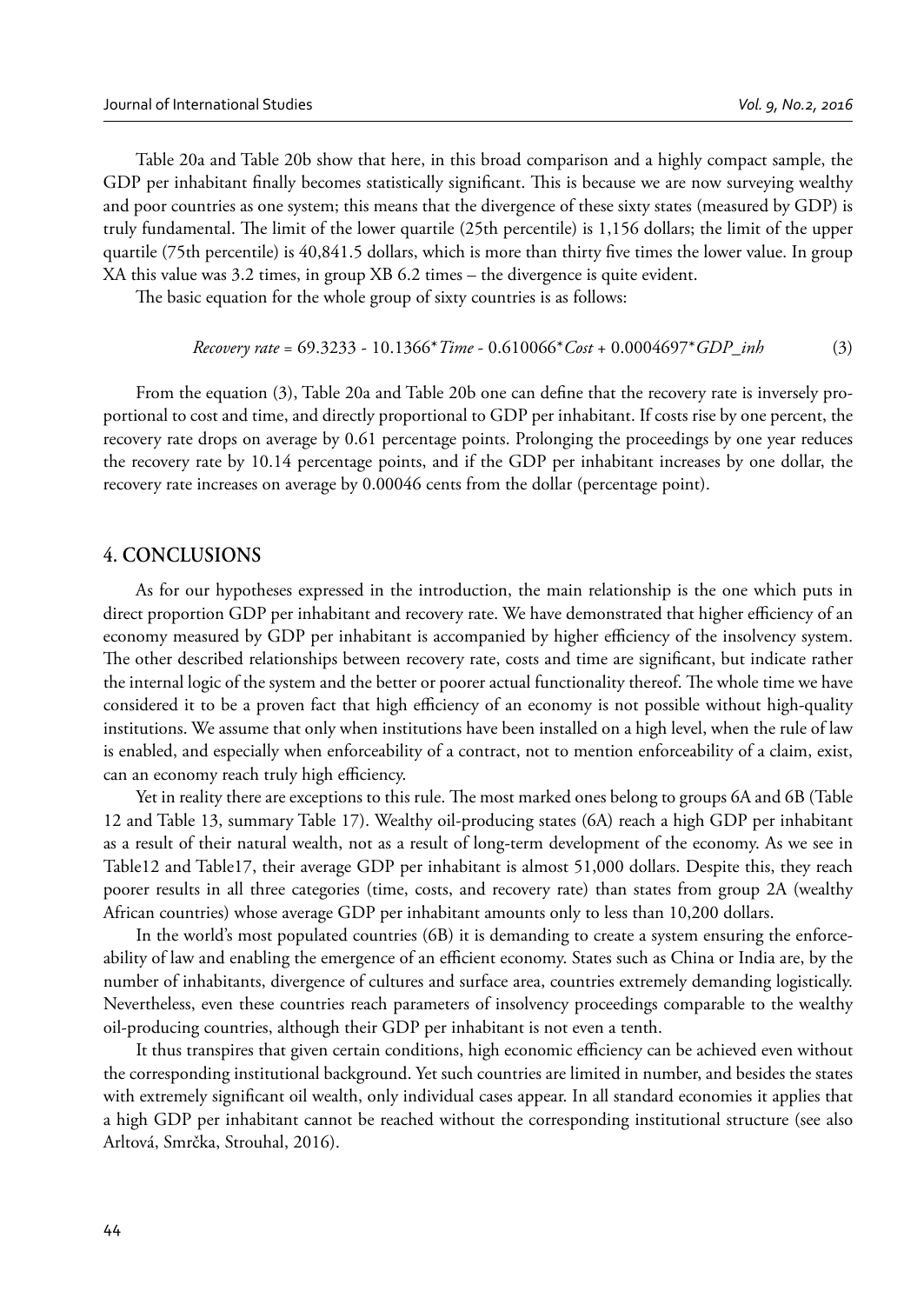Table 20a and Table 20b show that here, in this broad comparison and a highly compact sample, the GDP per inhabitant finally becomes statistically significant. This is because we are now surveying wealthy and poor countries as one system; this means that the divergence of these sixty states (measured by GDP) is truly fundamental. The limit of the lower quartile (25th percentile) is 1,156 dollars; the limit of the upper quartile (75th percentile) is 40,841.5 dollars, which is more than thirty five times the lower value. In group XA this value was 3.2 times, in group XB 6.2 times – the divergence is quite evident.

The basic equation for the whole group of sixty countries is as follows:

$$Recovery\ rate = 69.3233 - 10.1366 * Time - 0.610066 * Cost + 0.0004697 * GDP\_inh \qquad (3)$$

From the equation (3), Table 20a and Table 20b one can define that the recovery rate is inversely proportional to cost and time, and directly proportional to GDP per inhabitant. If costs rise by one percent, the recovery rate drops on average by 0.61 percentage points. Prolonging the proceedings by one year reduces the recovery rate by 10.14 percentage points, and if the GDP per inhabitant increases by one dollar, the recovery rate increases on average by 0.00046 cents from the dollar (percentage point).

## 4. CONCLUSIONS

As for our hypotheses expressed in the introduction, the main relationship is the one which puts in direct proportion GDP per inhabitant and recovery rate. We have demonstrated that higher efficiency of an economy measured by GDP per inhabitant is accompanied by higher efficiency of the insolvency system. The other described relationships between recovery rate, costs and time are significant, but indicate rather the internal logic of the system and the better or poorer actual functionality thereof. The whole time we have considered it to be a proven fact that high efficiency of an economy is not possible without high-quality institutions. We assume that only when institutions have been installed on a high level, when the rule of law is enabled, and especially when enforceability of a contract, not to mention enforceability of a claim, exist, can an economy reach truly high efficiency.

Yet in reality there are exceptions to this rule. The most marked ones belong to groups 6A and 6B (Table 12 and Table 13, summary Table 17). Wealthy oil-producing states (6A) reach a high GDP per inhabitant as a result of their natural wealth, not as a result of long-term development of the economy. As we see in Table12 and Table17, their average GDP per inhabitant is almost 51,000 dollars. Despite this, they reach poorer results in all three categories (time, costs, and recovery rate) than states from group 2A (wealthy African countries) whose average GDP per inhabitant amounts only to less than 10,200 dollars.

In the world's most populated countries (6B) it is demanding to create a system ensuring the enforceability of law and enabling the emergence of an efficient economy. States such as China or India are, by the number of inhabitants, divergence of cultures and surface area, countries extremely demanding logistically. Nevertheless, even these countries reach parameters of insolvency proceedings comparable to the wealthy oil-producing countries, although their GDP per inhabitant is not even a tenth.

It thus transpires that given certain conditions, high economic efficiency can be achieved even without the corresponding institutional background. Yet such countries are limited in number, and besides the states with extremely significant oil wealth, only individual cases appear. In all standard economies it applies that a high GDP per inhabitant cannot be reached without the corresponding institutional structure (see also Arltová, Smrčka, Strouhal, 2016).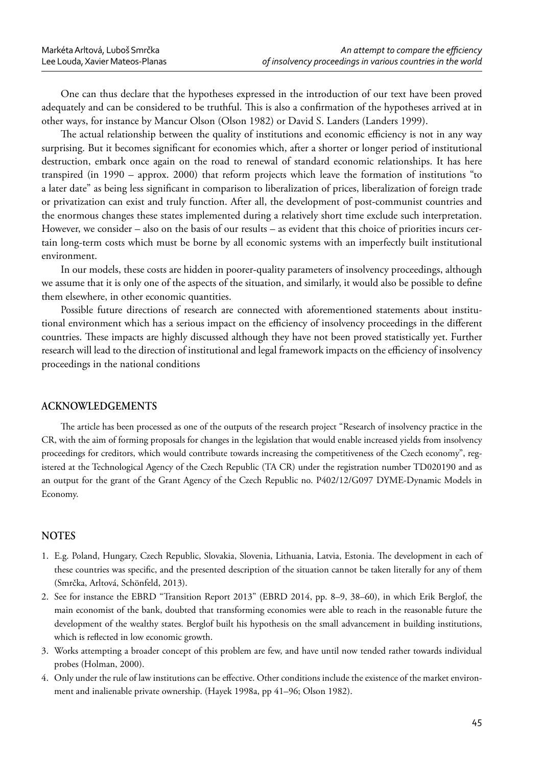One can thus declare that the hypotheses expressed in the introduction of our text have been proved adequately and can be considered to be truthful. This is also a confirmation of the hypotheses arrived at in other ways, for instance by Mancur Olson (Olson 1982) or David S. Landers (Landers 1999).

The actual relationship between the quality of institutions and economic efficiency is not in any way surprising. But it becomes significant for economies which, after a shorter or longer period of institutional destruction, embark once again on the road to renewal of standard economic relationships. It has here transpired (in 1990 – approx. 2000) that reform projects which leave the formation of institutions "to a later date" as being less significant in comparison to liberalization of prices, liberalization of foreign trade or privatization can exist and truly function. After all, the development of post-communist countries and the enormous changes these states implemented during a relatively short time exclude such interpretation. However, we consider – also on the basis of our results – as evident that this choice of priorities incurs certain long-term costs which must be borne by all economic systems with an imperfectly built institutional environment.

In our models, these costs are hidden in poorer-quality parameters of insolvency proceedings, although we assume that it is only one of the aspects of the situation, and similarly, it would also be possible to define them elsewhere, in other economic quantities.

Possible future directions of research are connected with aforementioned statements about institutional environment which has a serious impact on the efficiency of insolvency proceedings in the different countries. These impacts are highly discussed although they have not been proved statistically yet. Further research will lead to the direction of institutional and legal framework impacts on the efficiency of insolvency proceedings in the national conditions

## ACKNOWLEDGEMENTS

The article has been processed as one of the outputs of the research project "Research of insolvency practice in the CR, with the aim of forming proposals for changes in the legislation that would enable increased yields from insolvency proceedings for creditors, which would contribute towards increasing the competitiveness of the Czech economy", registered at the Technological Agency of the Czech Republic (TA CR) under the registration number TD020190 and as an output for the grant of the Grant Agency of the Czech Republic no. P402/12/G097 DYME-Dynamic Models in Economy.

## NOTES

1. E.g. Poland, Hungary, Czech Republic, Slovakia, Slovenia, Lithuania, Latvia, Estonia. The development in each of these countries was specific, and the presented description of the situation cannot be taken literally for any of them (Smrčka, Arltová, Schönfeld, 2013).
2. See for instance the EBRD "Transition Report 2013" (EBRD 2014, pp. 8–9, 38–60), in which Erik Berglof, the main economist of the bank, doubted that transforming economies were able to reach in the reasonable future the development of the wealthy states. Berglof built his hypothesis on the small advancement in building institutions, which is reflected in low economic growth.
3. Works attempting a broader concept of this problem are few, and have until now tended rather towards individual probes (Holman, 2000).
4. Only under the rule of law institutions can be effective. Other conditions include the existence of the market environment and inalienable private ownership. (Hayek 1998a, pp 41–96; Olson 1982).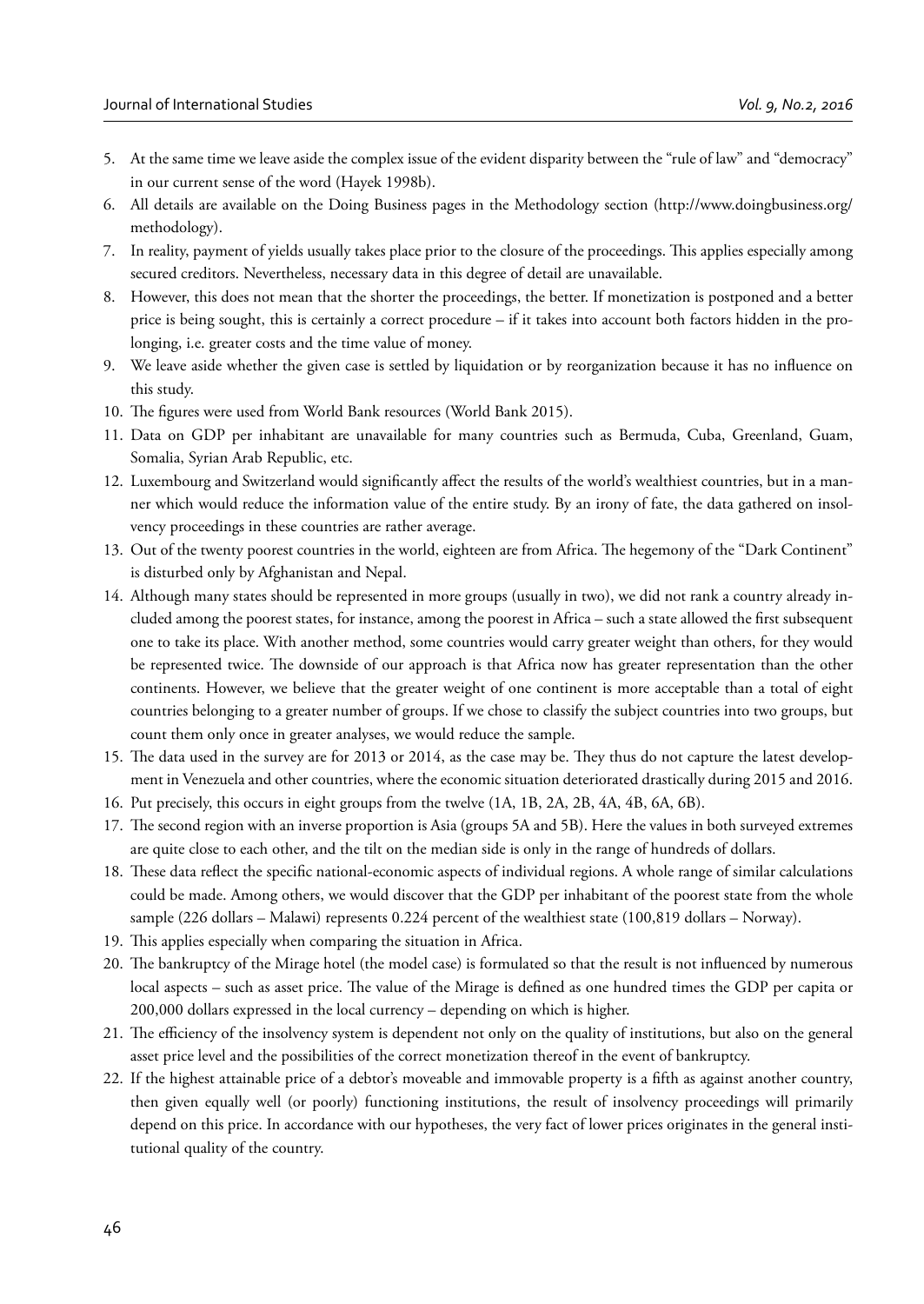5. At the same time we leave aside the complex issue of the evident disparity between the "rule of law" and "democracy" in our current sense of the word (Hayek 1998b).
6. All details are available on the Doing Business pages in the Methodology section (http://www.doingbusiness.org/methodology).
7. In reality, payment of yields usually takes place prior to the closure of the proceedings. This applies especially among secured creditors. Nevertheless, necessary data in this degree of detail are unavailable.
8. However, this does not mean that the shorter the proceedings, the better. If monetization is postponed and a better price is being sought, this is certainly a correct procedure – if it takes into account both factors hidden in the prolonging, i.e. greater costs and the time value of money.
9. We leave aside whether the given case is settled by liquidation or by reorganization because it has no influence on this study.
10. The figures were used from World Bank resources (World Bank 2015).
11. Data on GDP per inhabitant are unavailable for many countries such as Bermuda, Cuba, Greenland, Guam, Somalia, Syrian Arab Republic, etc.
12. Luxembourg and Switzerland would significantly affect the results of the world's wealthiest countries, but in a manner which would reduce the information value of the entire study. By an irony of fate, the data gathered on insolvency proceedings in these countries are rather average.
13. Out of the twenty poorest countries in the world, eighteen are from Africa. The hegemony of the "Dark Continent" is disturbed only by Afghanistan and Nepal.
14. Although many states should be represented in more groups (usually in two), we did not rank a country already included among the poorest states, for instance, among the poorest in Africa – such a state allowed the first subsequent one to take its place. With another method, some countries would carry greater weight than others, for they would be represented twice. The downside of our approach is that Africa now has greater representation than the other continents. However, we believe that the greater weight of one continent is more acceptable than a total of eight countries belonging to a greater number of groups. If we chose to classify the subject countries into two groups, but count them only once in greater analyses, we would reduce the sample.
15. The data used in the survey are for 2013 or 2014, as the case may be. They thus do not capture the latest development in Venezuela and other countries, where the economic situation deteriorated drastically during 2015 and 2016.
16. Put precisely, this occurs in eight groups from the twelve (1A, 1B, 2A, 2B, 4A, 4B, 6A, 6B).
17. The second region with an inverse proportion is Asia (groups 5A and 5B). Here the values in both surveyed extremes are quite close to each other, and the tilt on the median side is only in the range of hundreds of dollars.
18. These data reflect the specific national-economic aspects of individual regions. A whole range of similar calculations could be made. Among others, we would discover that the GDP per inhabitant of the poorest state from the whole sample (226 dollars – Malawi) represents 0.224 percent of the wealthiest state (100,819 dollars – Norway).
19. This applies especially when comparing the situation in Africa.
20. The bankruptcy of the Mirage hotel (the model case) is formulated so that the result is not influenced by numerous local aspects – such as asset price. The value of the Mirage is defined as one hundred times the GDP per capita or 200,000 dollars expressed in the local currency – depending on which is higher.
21. The efficiency of the insolvency system is dependent not only on the quality of institutions, but also on the general asset price level and the possibilities of the correct monetization thereof in the event of bankruptcy.
22. If the highest attainable price of a debtor's moveable and immovable property is a fifth as against another country, then given equally well (or poorly) functioning institutions, the result of insolvency proceedings will primarily depend on this price. In accordance with our hypotheses, the very fact of lower prices originates in the general institutional quality of the country.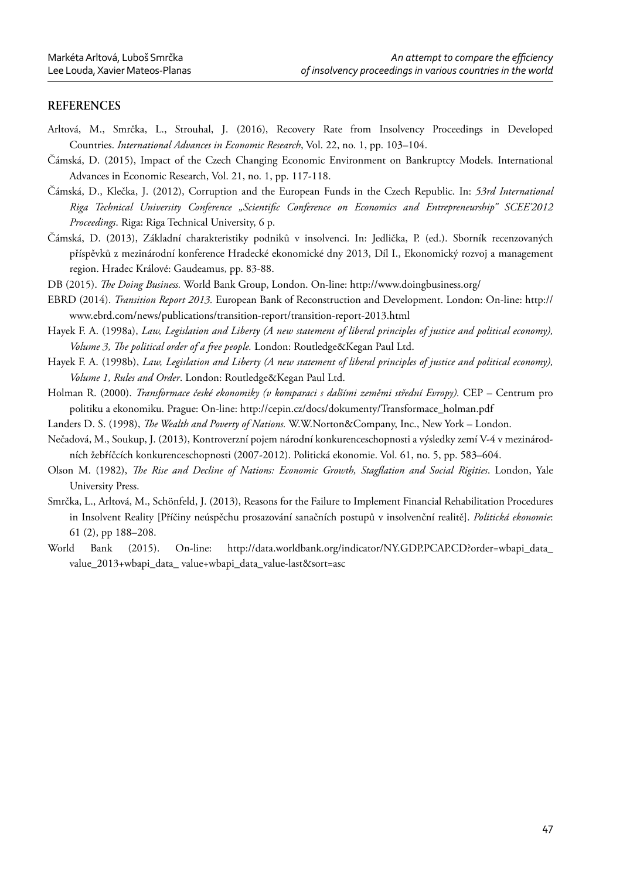## REFERENCES

Arltová, M., Smrčka, L., Strouhal, J. (2016), Recovery Rate from Insolvency Proceedings in Developed Countries. *International Advances in Economic Research*, Vol. 22, no. 1, pp. 103–104.

Čámská, D. (2015), Impact of the Czech Changing Economic Environment on Bankruptcy Models. International Advances in Economic Research, Vol. 21, no. 1, pp. 117-118.

Čámská, D., Klečka, J. (2012), Corruption and the European Funds in the Czech Republic. In: *53rd International Riga Technical University Conference „Scientific Conference on Economics and Entrepreneurship" SCEE'2012 Proceedings*. Riga: Riga Technical University, 6 p.

Čámská, D. (2013), Základní charakteristiky podniků v insolvenci. In: Jedlička, P. (ed.). Sborník recenzovaných příspěvků z mezinárodní konference Hradecké ekonomické dny 2013, Díl I., Ekonomický rozvoj a management region. Hradec Králové: Gaudeamus, pp. 83-88.

DB (2015). *The Doing Business.* World Bank Group, London. On-line: http://www.doingbusiness.org/

EBRD (2014). *Transition Report 2013.* European Bank of Reconstruction and Development. London: On-line: http://www.ebrd.com/news/publications/transition-report/transition-report-2013.html

Hayek F. A. (1998a), *Law, Legislation and Liberty (A new statement of liberal principles of justice and political economy), Volume 3, The political order of a free people.* London: Routledge&Kegan Paul Ltd.

Hayek F. A. (1998b), *Law, Legislation and Liberty (A new statement of liberal principles of justice and political economy), Volume 1, Rules and Order*. London: Routledge&Kegan Paul Ltd.

Holman R. (2000). *Transformace české ekonomiky (v komparaci s dalšími zeměmi střední Evropy).* CEP – Centrum pro politiku a ekonomiku. Prague: On-line: http://cepin.cz/docs/dokumenty/Transformace_holman.pdf

Landers D. S. (1998), *The Wealth and Poverty of Nations.* W.W.Norton&Company, Inc., New York – London.

Nečadová, M., Soukup, J. (2013), Kontroverzní pojem národní konkurenceschopnosti a výsledky zemí V-4 v mezinárodních žebříčcích konkurenceschopnosti (2007-2012). Politická ekonomie. Vol. 61, no. 5, pp. 583–604.

Olson M. (1982), *The Rise and Decline of Nations: Economic Growth, Stagflation and Social Rigities*. London, Yale University Press.

Smrčka, L., Arltová, M., Schönfeld, J. (2013), Reasons for the Failure to Implement Financial Rehabilitation Procedures in Insolvent Reality [Příčiny neúspěchu prosazování sanačních postupů v insolvenční realitě]. *Politická ekonomie*: 61 (2), pp 188–208.

World Bank (2015). On-line: http://data.worldbank.org/indicator/NY.GDP.PCAP.CD?order=wbapi_data_value_2013+wbapi_data_ value+wbapi_data_value-last&sort=asc